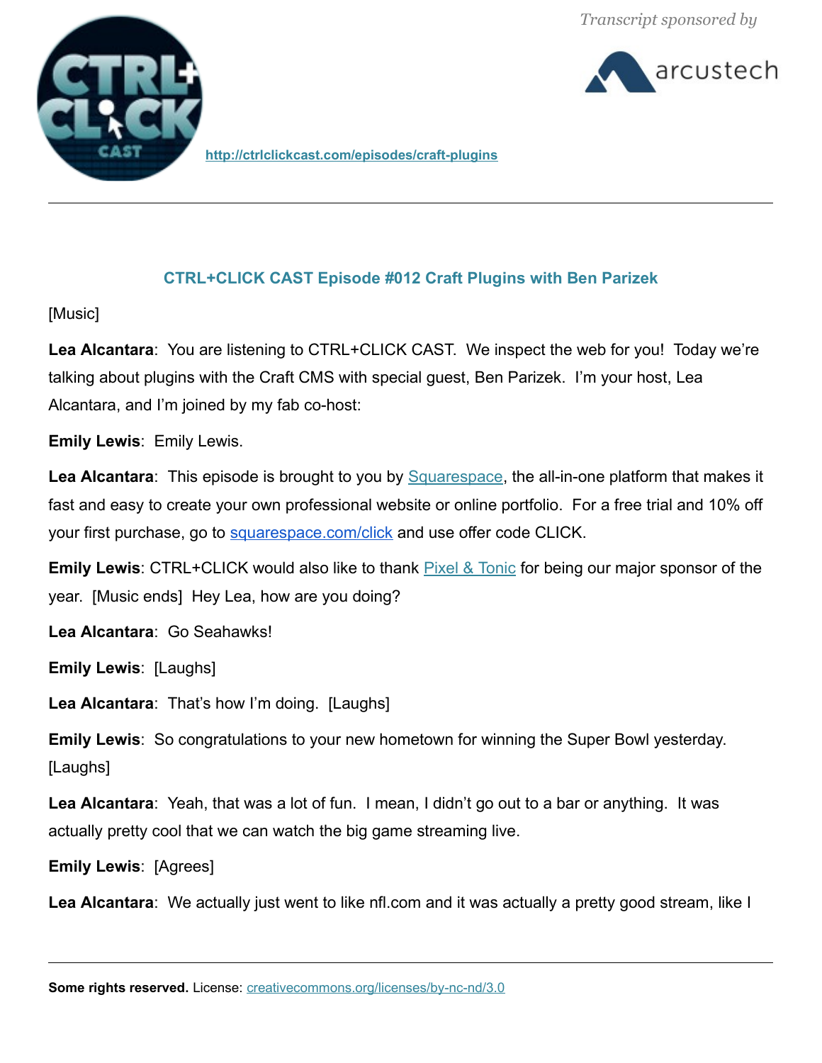Transcript sponsored by arcustech

http://ctrlclickcast.com/episodes/craft-plugins

## CTRL+CLICK CAST Episode #012 Craft Plugins with Ben Parizek

[Music]

**Lea Alcantara**: You are listening to CTRL+CLICK CAST. We inspect the web for you! Today we're talking about plugins with the Craft CMS with special guest, Ben Parizek. I'm your host, Lea Alcantara, and I'm joined by my fab co-host:

**Emily Lewis**: Emily Lewis.

**Lea Alcantara**: This episode is brought to you by Squarespace, the all-in-one platform that makes it fast and easy to create your own professional website or online portfolio. For a free trial and 10% off your first purchase, go to squarespace.com/click and use offer code CLICK.

**Emily Lewis**: CTRL+CLICK would also like to thank Pixel & Tonic for being our major sponsor of the year. [Music ends] Hey Lea, how are you doing?

**Lea Alcantara**: Go Seahawks!

**Emily Lewis**: [Laughs]

**Lea Alcantara**: That's how I'm doing. [Laughs]

**Emily Lewis**: So congratulations to your new hometown for winning the Super Bowl yesterday. [Laughs]

**Lea Alcantara**: Yeah, that was a lot of fun. I mean, I didn't go out to a bar or anything. It was actually pretty cool that we can watch the big game streaming live.

**Emily Lewis**: [Agrees]

**Lea Alcantara**: We actually just went to like nfl.com and it was actually a pretty good stream, like I

Some rights reserved. License: creativecommons.org/licenses/by-nc-nd/3.0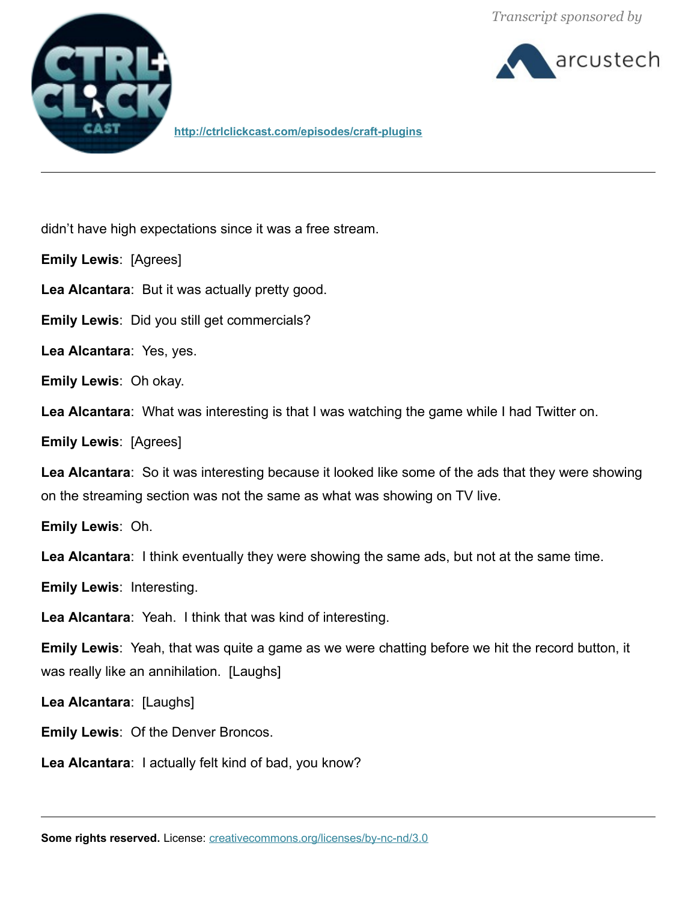didn't have high expectations since it was a free stream.

**Emily Lewis**: [Agrees]

**Lea Alcantara**: But it was actually pretty good.

**Emily Lewis**: Did you still get commercials?

**Lea Alcantara**: Yes, yes.

**Emily Lewis**: Oh okay.

**Lea Alcantara**: What was interesting is that I was watching the game while I had Twitter on.

**Emily Lewis**: [Agrees]

**Lea Alcantara**: So it was interesting because it looked like some of the ads that they were showing on the streaming section was not the same as what was showing on TV live.

**Emily Lewis**: Oh.

**Lea Alcantara**: I think eventually they were showing the same ads, but not at the same time.

**Emily Lewis**: Interesting.

**Lea Alcantara**: Yeah. I think that was kind of interesting.

**Emily Lewis**: Yeah, that was quite a game as we were chatting before we hit the record button, it was really like an annihilation. [Laughs]

**Lea Alcantara**: [Laughs]

**Emily Lewis**: Of the Denver Broncos.

**Lea Alcantara**: I actually felt kind of bad, you know?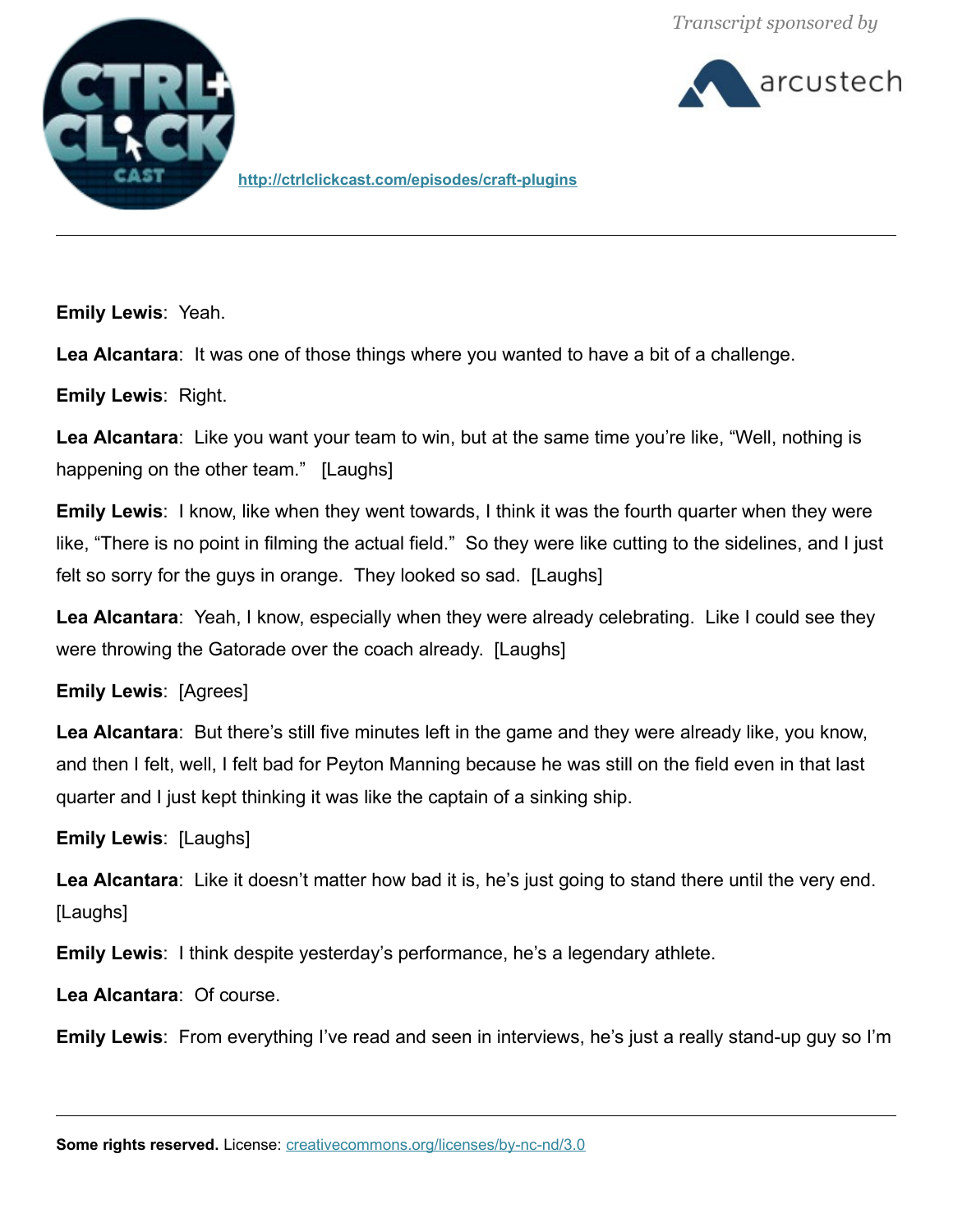**Emily Lewis**: Yeah.

**Lea Alcantara**: It was one of those things where you wanted to have a bit of a challenge.

**Emily Lewis**: Right.

**Lea Alcantara**: Like you want your team to win, but at the same time you're like, "Well, nothing is happening on the other team." [Laughs]

**Emily Lewis**: I know, like when they went towards, I think it was the fourth quarter when they were like, "There is no point in filming the actual field." So they were like cutting to the sidelines, and I just felt so sorry for the guys in orange. They looked so sad. [Laughs]

**Lea Alcantara**: Yeah, I know, especially when they were already celebrating. Like I could see they were throwing the Gatorade over the coach already. [Laughs]

**Emily Lewis**: [Agrees]

**Lea Alcantara**: But there's still five minutes left in the game and they were already like, you know, and then I felt, well, I felt bad for Peyton Manning because he was still on the field even in that last quarter and I just kept thinking it was like the captain of a sinking ship.

**Emily Lewis**: [Laughs]

**Lea Alcantara**: Like it doesn't matter how bad it is, he's just going to stand there until the very end. [Laughs]

**Emily Lewis**: I think despite yesterday's performance, he's a legendary athlete.

**Lea Alcantara**: Of course.

**Emily Lewis**: From everything I've read and seen in interviews, he's just a really stand-up guy so I'm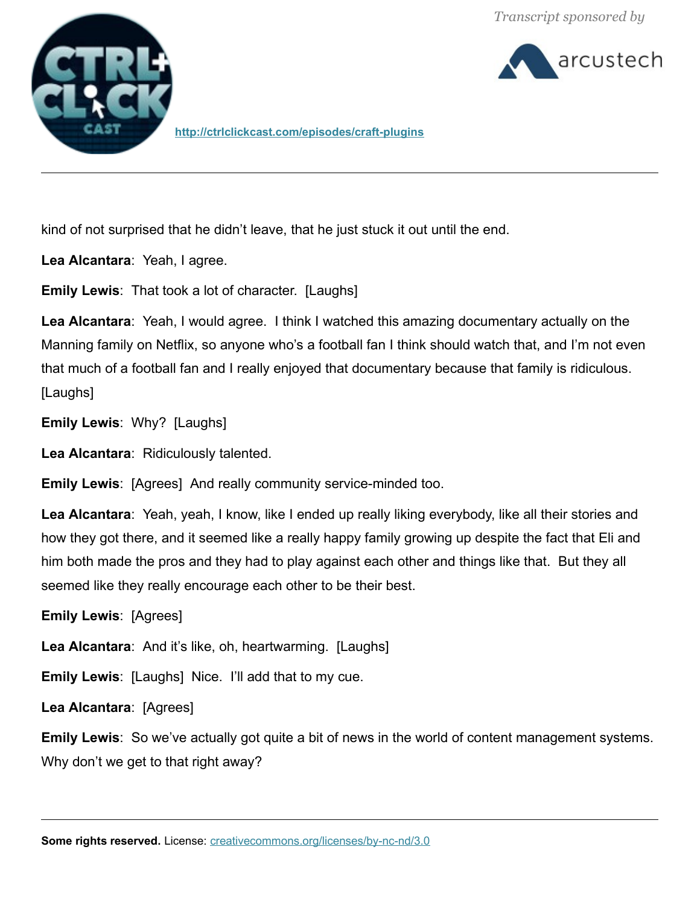kind of not surprised that he didn't leave, that he just stuck it out until the end.

**Lea Alcantara**: Yeah, I agree.

**Emily Lewis**: That took a lot of character. [Laughs]

**Lea Alcantara**: Yeah, I would agree. I think I watched this amazing documentary actually on the Manning family on Netflix, so anyone who's a football fan I think should watch that, and I'm not even that much of a football fan and I really enjoyed that documentary because that family is ridiculous. [Laughs]

**Emily Lewis**: Why? [Laughs]

**Lea Alcantara**: Ridiculously talented.

**Emily Lewis**: [Agrees] And really community service-minded too.

**Lea Alcantara**: Yeah, yeah, I know, like I ended up really liking everybody, like all their stories and how they got there, and it seemed like a really happy family growing up despite the fact that Eli and him both made the pros and they had to play against each other and things like that. But they all seemed like they really encourage each other to be their best.

**Emily Lewis**: [Agrees]

**Lea Alcantara**: And it's like, oh, heartwarming. [Laughs]

**Emily Lewis**: [Laughs] Nice. I'll add that to my cue.

**Lea Alcantara**: [Agrees]

**Emily Lewis**: So we've actually got quite a bit of news in the world of content management systems. Why don't we get to that right away?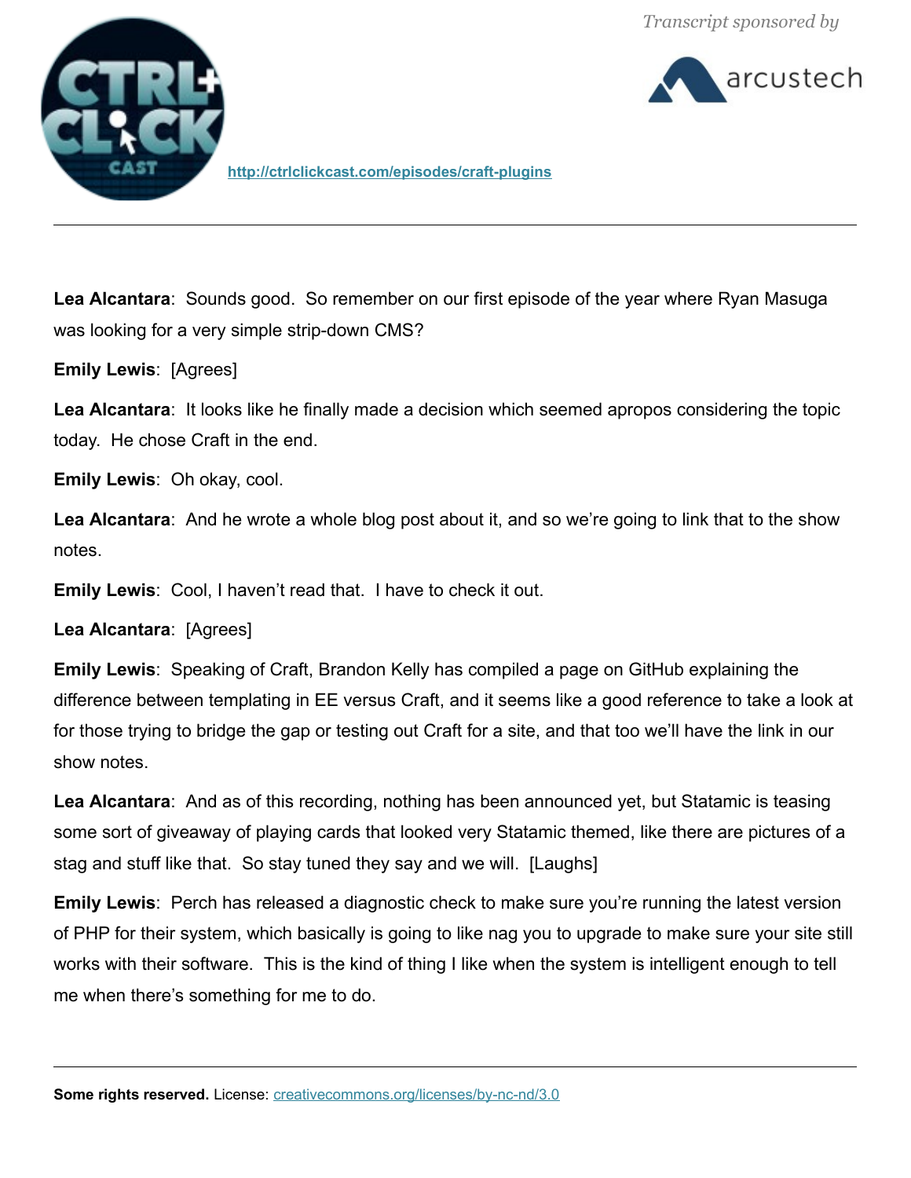**Lea Alcantara**: Sounds good. So remember on our first episode of the year where Ryan Masuga was looking for a very simple strip-down CMS?

**Emily Lewis**: [Agrees]

**Lea Alcantara**: It looks like he finally made a decision which seemed apropos considering the topic today. He chose Craft in the end.

**Emily Lewis**: Oh okay, cool.

**Lea Alcantara**: And he wrote a whole blog post about it, and so we're going to link that to the show notes.

**Emily Lewis**: Cool, I haven't read that. I have to check it out.

**Lea Alcantara**: [Agrees]

**Emily Lewis**: Speaking of Craft, Brandon Kelly has compiled a page on GitHub explaining the difference between templating in EE versus Craft, and it seems like a good reference to take a look at for those trying to bridge the gap or testing out Craft for a site, and that too we'll have the link in our show notes.

**Lea Alcantara**: And as of this recording, nothing has been announced yet, but Statamic is teasing some sort of giveaway of playing cards that looked very Statamic themed, like there are pictures of a stag and stuff like that. So stay tuned they say and we will. [Laughs]

**Emily Lewis**: Perch has released a diagnostic check to make sure you're running the latest version of PHP for their system, which basically is going to like nag you to upgrade to make sure your site still works with their software. This is the kind of thing I like when the system is intelligent enough to tell me when there's something for me to do.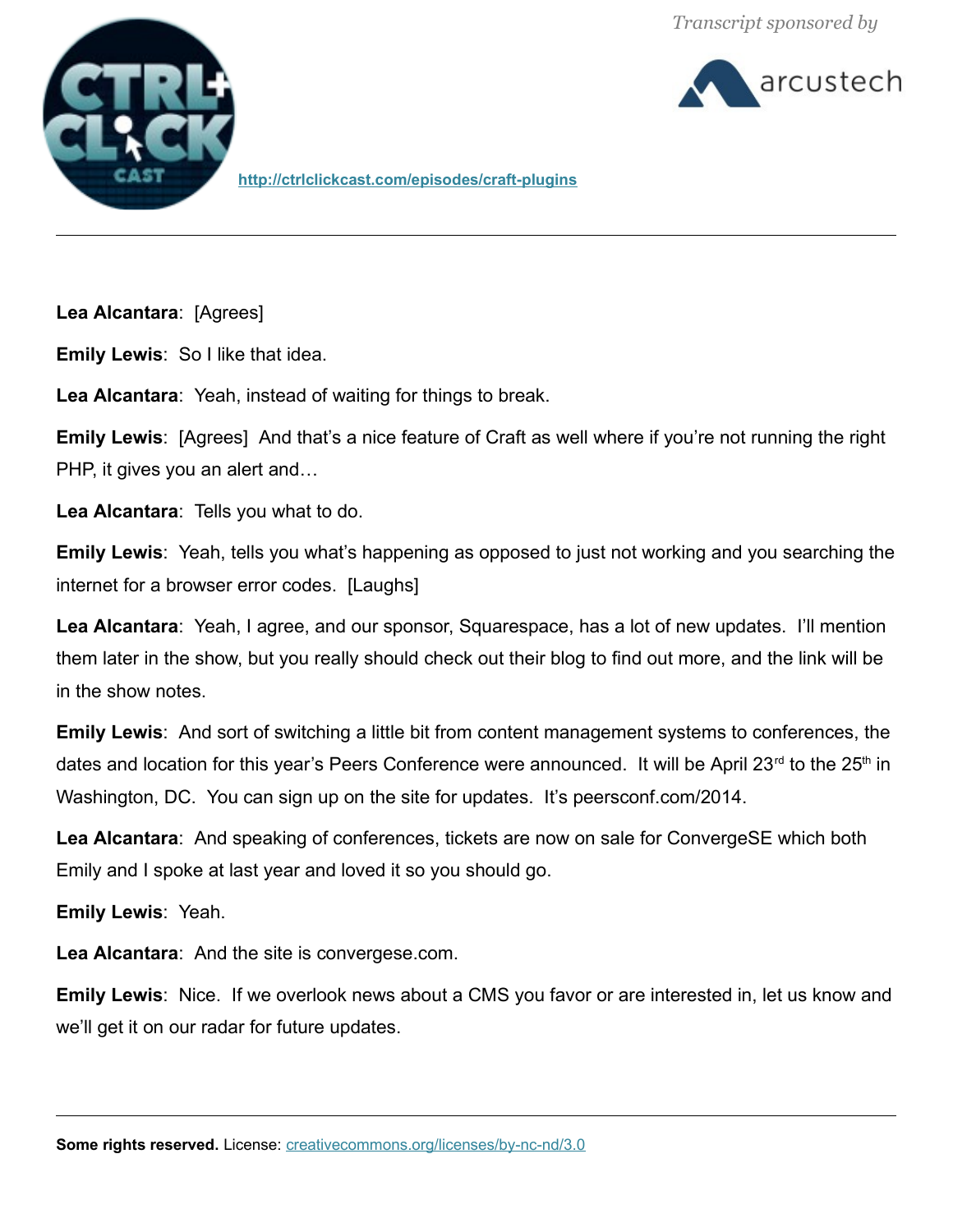**Lea Alcantara**: [Agrees]

**Emily Lewis**: So I like that idea.

**Lea Alcantara**: Yeah, instead of waiting for things to break.

**Emily Lewis**: [Agrees] And that's a nice feature of Craft as well where if you're not running the right PHP, it gives you an alert and…

**Lea Alcantara**: Tells you what to do.

**Emily Lewis**: Yeah, tells you what's happening as opposed to just not working and you searching the internet for a browser error codes. [Laughs]

**Lea Alcantara**: Yeah, I agree, and our sponsor, Squarespace, has a lot of new updates. I'll mention them later in the show, but you really should check out their blog to find out more, and the link will be in the show notes.

**Emily Lewis**: And sort of switching a little bit from content management systems to conferences, the dates and location for this year's Peers Conference were announced. It will be April 23rd to the 25th in Washington, DC. You can sign up on the site for updates. It's peersconf.com/2014.

**Lea Alcantara**: And speaking of conferences, tickets are now on sale for ConvergeSE which both Emily and I spoke at last year and loved it so you should go.

**Emily Lewis**: Yeah.

**Lea Alcantara**: And the site is convergese.com.

**Emily Lewis**: Nice. If we overlook news about a CMS you favor or are interested in, let us know and we'll get it on our radar for future updates.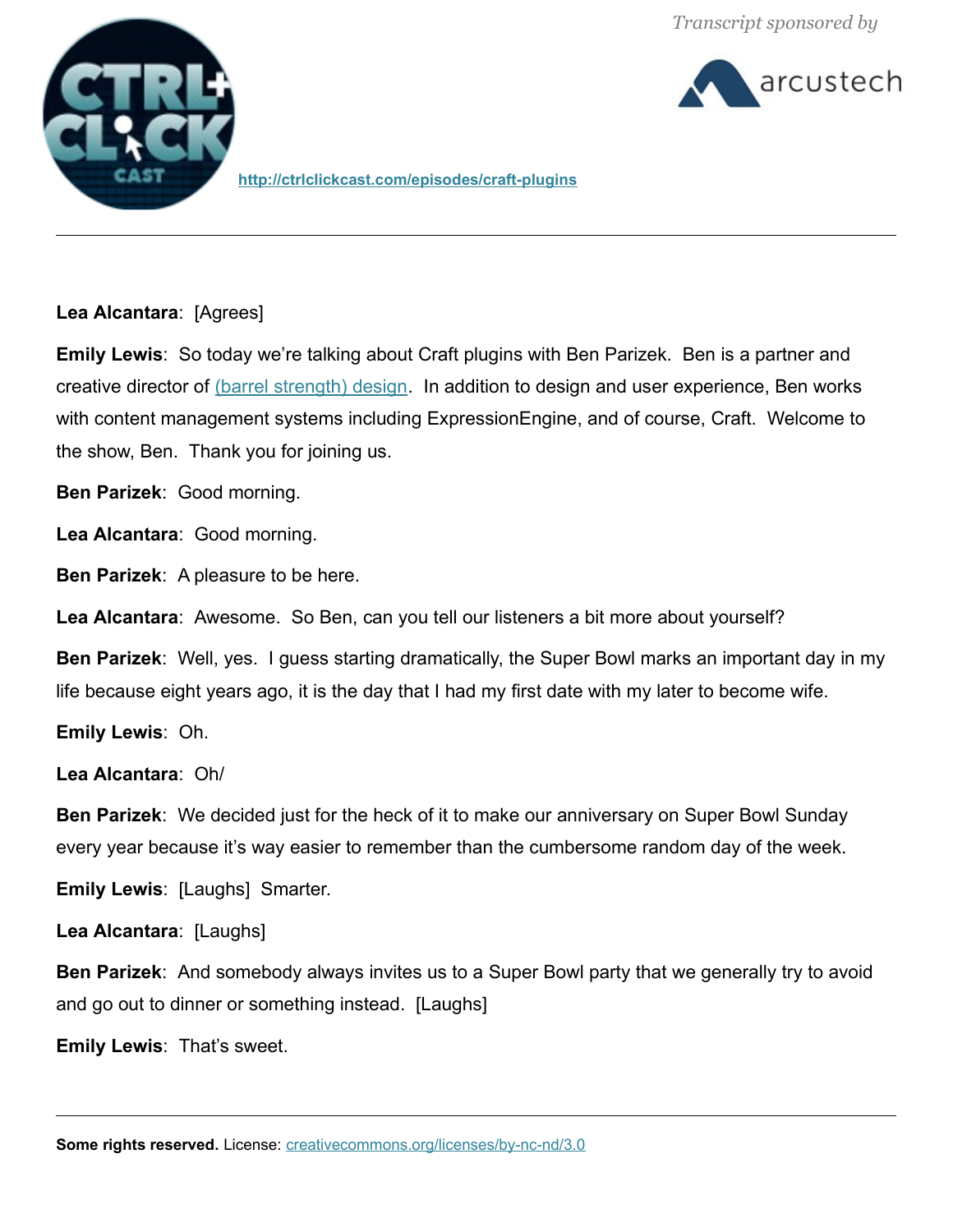**Lea Alcantara**: [Agrees]

**Emily Lewis**: So today we're talking about Craft plugins with Ben Parizek. Ben is a partner and creative director of [(barrel strength) design](). In addition to design and user experience, Ben works with content management systems including ExpressionEngine, and of course, Craft. Welcome to the show, Ben. Thank you for joining us.

**Ben Parizek**: Good morning.

**Lea Alcantara**: Good morning.

**Ben Parizek**: A pleasure to be here.

**Lea Alcantara**: Awesome. So Ben, can you tell our listeners a bit more about yourself?

**Ben Parizek**: Well, yes. I guess starting dramatically, the Super Bowl marks an important day in my life because eight years ago, it is the day that I had my first date with my later to become wife.

**Emily Lewis**: Oh.

**Lea Alcantara**: Oh/

**Ben Parizek**: We decided just for the heck of it to make our anniversary on Super Bowl Sunday every year because it's way easier to remember than the cumbersome random day of the week.

**Emily Lewis**: [Laughs] Smarter.

**Lea Alcantara**: [Laughs]

**Ben Parizek**: And somebody always invites us to a Super Bowl party that we generally try to avoid and go out to dinner or something instead. [Laughs]

**Emily Lewis**: That's sweet.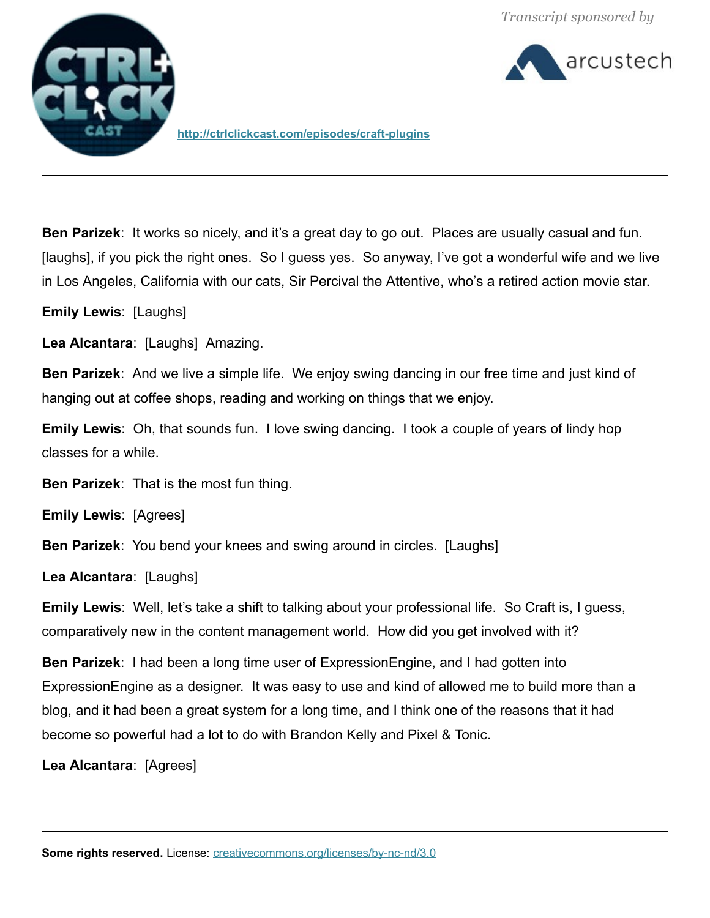**Ben Parizek**: It works so nicely, and it's a great day to go out. Places are usually casual and fun. [laughs], if you pick the right ones. So I guess yes. So anyway, I've got a wonderful wife and we live in Los Angeles, California with our cats, Sir Percival the Attentive, who's a retired action movie star.

**Emily Lewis**: [Laughs]

**Lea Alcantara**: [Laughs] Amazing.

**Ben Parizek**: And we live a simple life. We enjoy swing dancing in our free time and just kind of hanging out at coffee shops, reading and working on things that we enjoy.

**Emily Lewis**: Oh, that sounds fun. I love swing dancing. I took a couple of years of lindy hop classes for a while.

**Ben Parizek**: That is the most fun thing.

**Emily Lewis**: [Agrees]

**Ben Parizek**: You bend your knees and swing around in circles. [Laughs]

**Lea Alcantara**: [Laughs]

**Emily Lewis**: Well, let's take a shift to talking about your professional life. So Craft is, I guess, comparatively new in the content management world. How did you get involved with it?

**Ben Parizek**: I had been a long time user of ExpressionEngine, and I had gotten into ExpressionEngine as a designer. It was easy to use and kind of allowed me to build more than a blog, and it had been a great system for a long time, and I think one of the reasons that it had become so powerful had a lot to do with Brandon Kelly and Pixel & Tonic.

**Lea Alcantara**: [Agrees]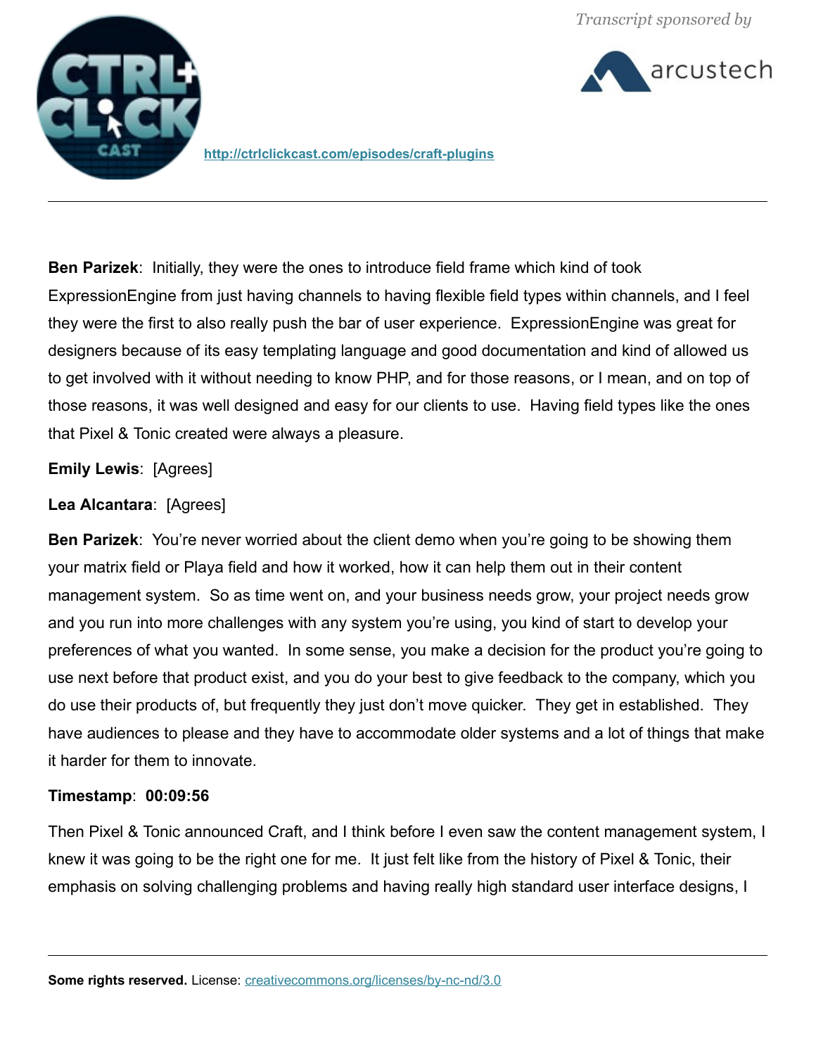**Ben Parizek**: Initially, they were the ones to introduce field frame which kind of took ExpressionEngine from just having channels to having flexible field types within channels, and I feel they were the first to also really push the bar of user experience. ExpressionEngine was great for designers because of its easy templating language and good documentation and kind of allowed us to get involved with it without needing to know PHP, and for those reasons, or I mean, and on top of those reasons, it was well designed and easy for our clients to use. Having field types like the ones that Pixel & Tonic created were always a pleasure.

**Emily Lewis**: [Agrees]

**Lea Alcantara**: [Agrees]

**Ben Parizek**: You're never worried about the client demo when you're going to be showing them your matrix field or Playa field and how it worked, how it can help them out in their content management system. So as time went on, and your business needs grow, your project needs grow and you run into more challenges with any system you're using, you kind of start to develop your preferences of what you wanted. In some sense, you make a decision for the product you're going to use next before that product exist, and you do your best to give feedback to the company, which you do use their products of, but frequently they just don't move quicker. They get in established. They have audiences to please and they have to accommodate older systems and a lot of things that make it harder for them to innovate.

**Timestamp**: **00:09:56**

Then Pixel & Tonic announced Craft, and I think before I even saw the content management system, I knew it was going to be the right one for me. It just felt like from the history of Pixel & Tonic, their emphasis on solving challenging problems and having really high standard user interface designs, I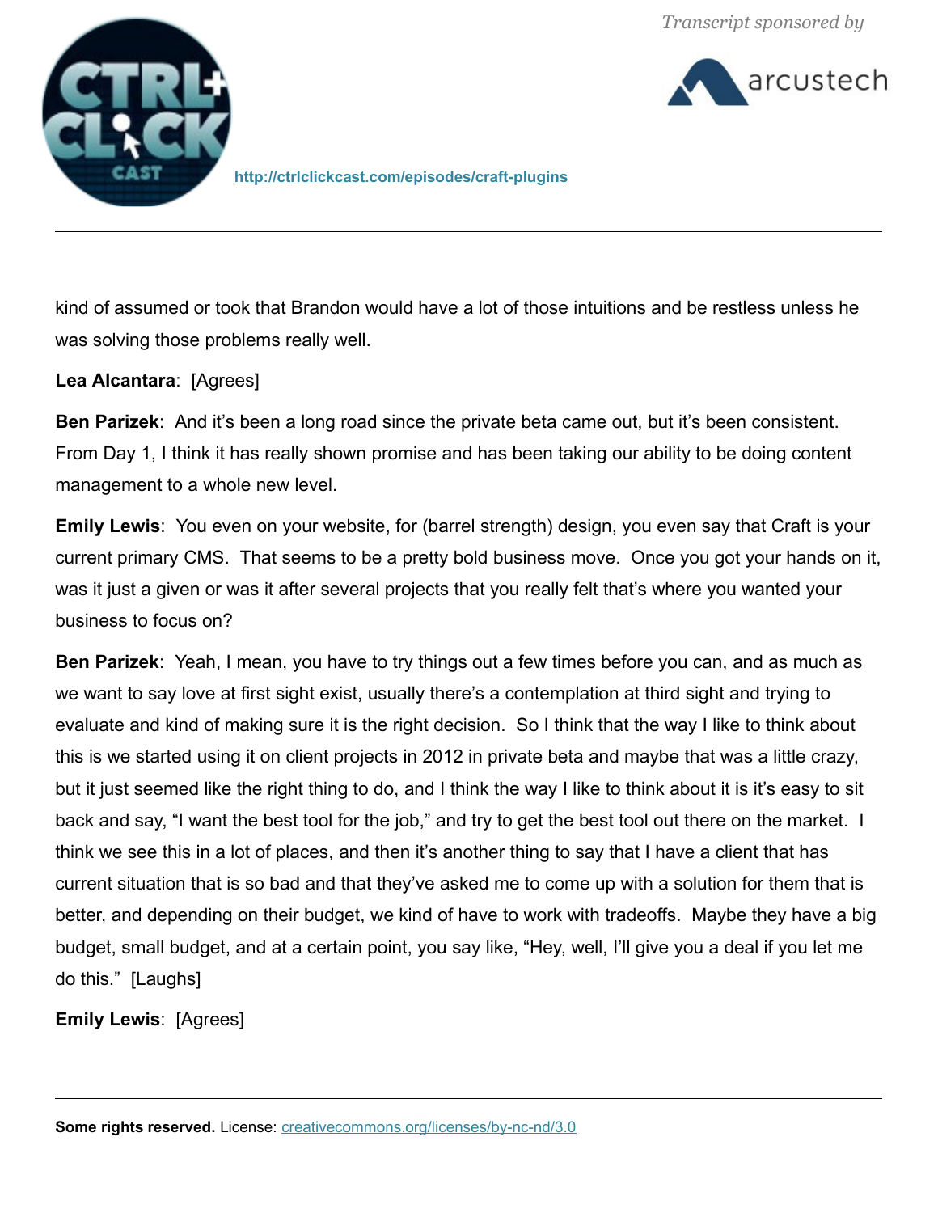kind of assumed or took that Brandon would have a lot of those intuitions and be restless unless he was solving those problems really well.

**Lea Alcantara**: [Agrees]

**Ben Parizek**: And it's been a long road since the private beta came out, but it's been consistent. From Day 1, I think it has really shown promise and has been taking our ability to be doing content management to a whole new level.

**Emily Lewis**: You even on your website, for (barrel strength) design, you even say that Craft is your current primary CMS. That seems to be a pretty bold business move. Once you got your hands on it, was it just a given or was it after several projects that you really felt that's where you wanted your business to focus on?

**Ben Parizek**: Yeah, I mean, you have to try things out a few times before you can, and as much as we want to say love at first sight exist, usually there's a contemplation at third sight and trying to evaluate and kind of making sure it is the right decision. So I think that the way I like to think about this is we started using it on client projects in 2012 in private beta and maybe that was a little crazy, but it just seemed like the right thing to do, and I think the way I like to think about it is it's easy to sit back and say, "I want the best tool for the job," and try to get the best tool out there on the market. I think we see this in a lot of places, and then it's another thing to say that I have a client that has current situation that is so bad and that they've asked me to come up with a solution for them that is better, and depending on their budget, we kind of have to work with tradeoffs. Maybe they have a big budget, small budget, and at a certain point, you say like, "Hey, well, I'll give you a deal if you let me do this." [Laughs]

**Emily Lewis**: [Agrees]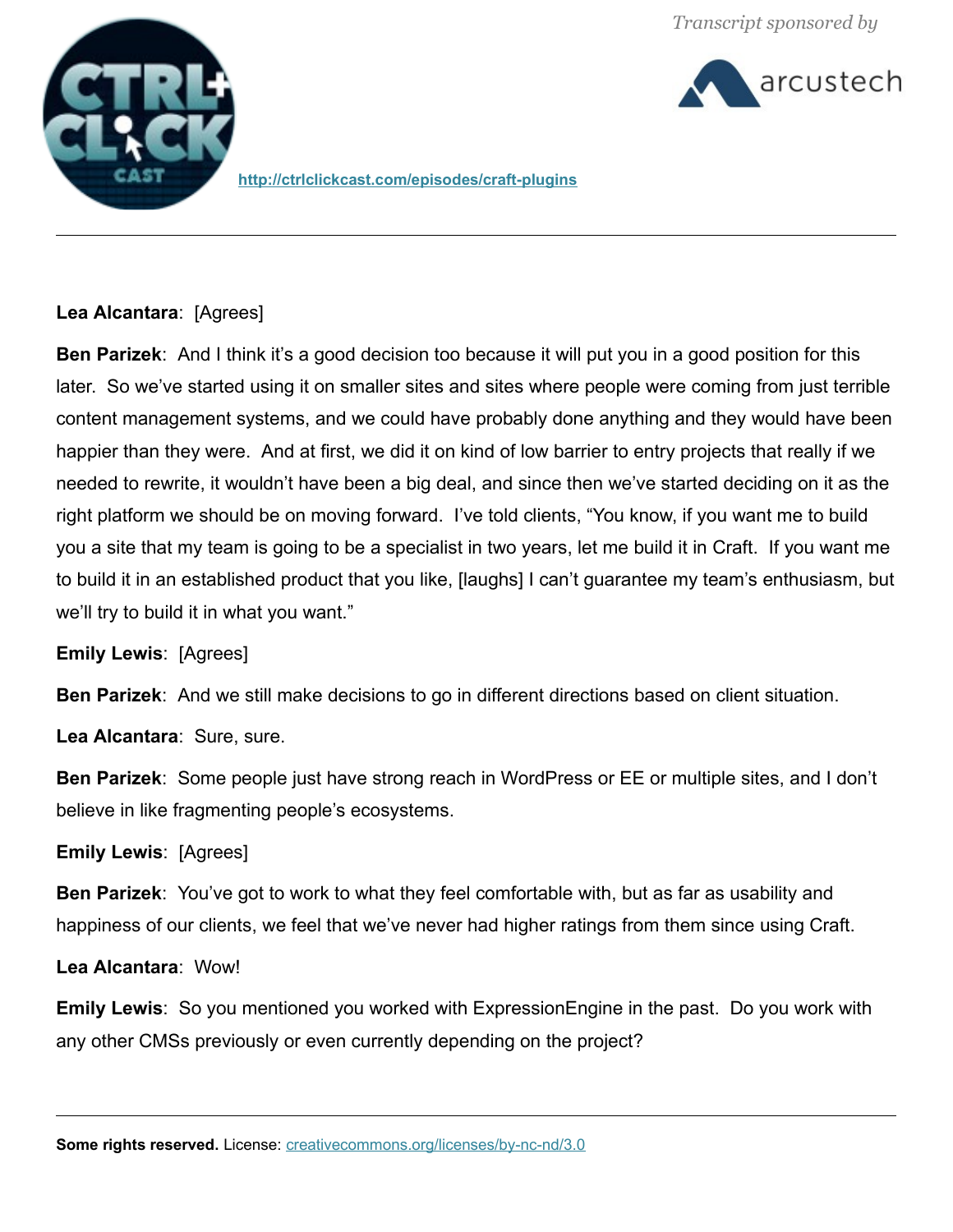**Lea Alcantara**: [Agrees]

**Ben Parizek**: And I think it's a good decision too because it will put you in a good position for this later. So we've started using it on smaller sites and sites where people were coming from just terrible content management systems, and we could have probably done anything and they would have been happier than they were. And at first, we did it on kind of low barrier to entry projects that really if we needed to rewrite, it wouldn't have been a big deal, and since then we've started deciding on it as the right platform we should be on moving forward. I've told clients, "You know, if you want me to build you a site that my team is going to be a specialist in two years, let me build it in Craft. If you want me to build it in an established product that you like, [laughs] I can't guarantee my team's enthusiasm, but we'll try to build it in what you want."

**Emily Lewis**: [Agrees]

**Ben Parizek**: And we still make decisions to go in different directions based on client situation.

**Lea Alcantara**: Sure, sure.

**Ben Parizek**: Some people just have strong reach in WordPress or EE or multiple sites, and I don't believe in like fragmenting people's ecosystems.

**Emily Lewis**: [Agrees]

**Ben Parizek**: You've got to work to what they feel comfortable with, but as far as usability and happiness of our clients, we feel that we've never had higher ratings from them since using Craft.

**Lea Alcantara**: Wow!

**Emily Lewis**: So you mentioned you worked with ExpressionEngine in the past. Do you work with any other CMSs previously or even currently depending on the project?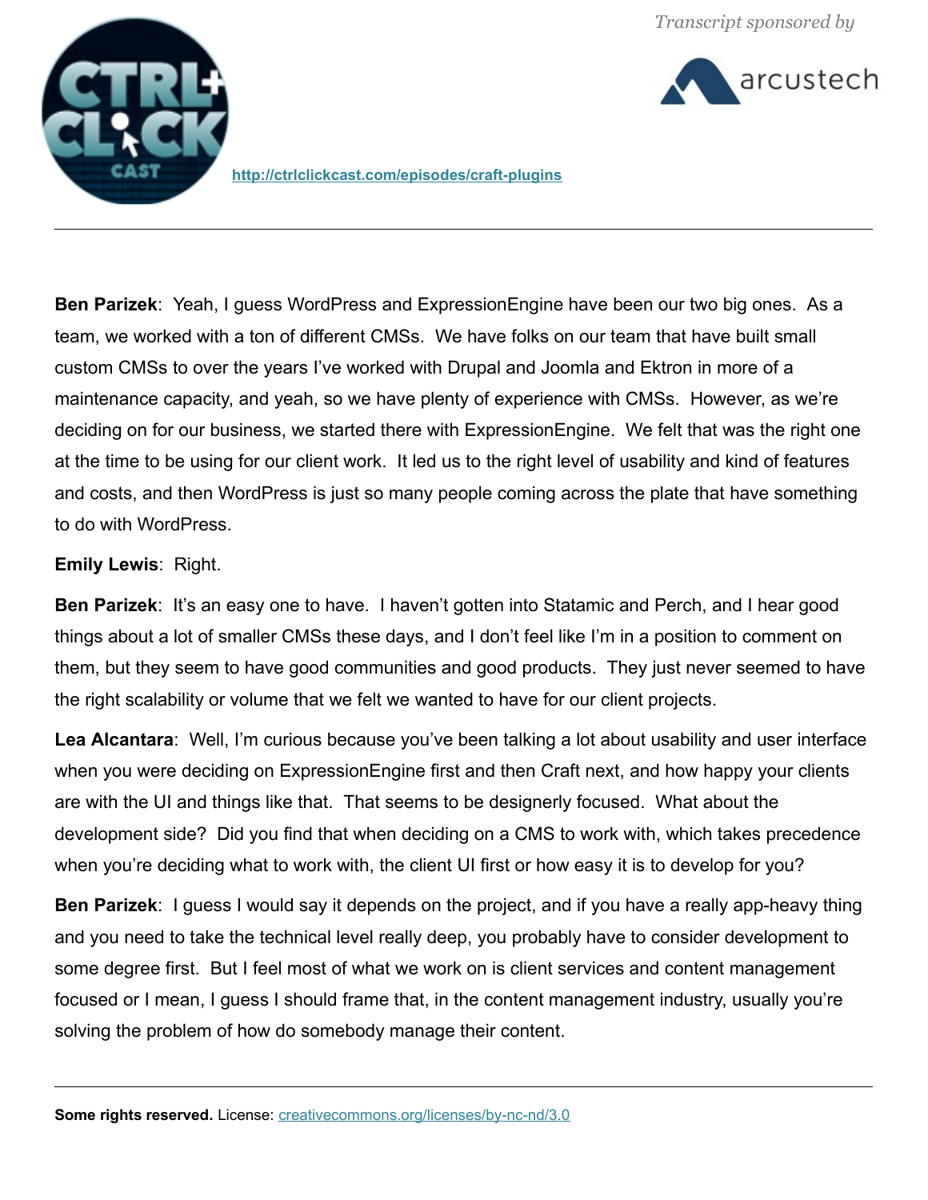**Ben Parizek**: Yeah, I guess WordPress and ExpressionEngine have been our two big ones. As a team, we worked with a ton of different CMSs. We have folks on our team that have built small custom CMSs to over the years I've worked with Drupal and Joomla and Ektron in more of a maintenance capacity, and yeah, so we have plenty of experience with CMSs. However, as we're deciding on for our business, we started there with ExpressionEngine. We felt that was the right one at the time to be using for our client work. It led us to the right level of usability and kind of features and costs, and then WordPress is just so many people coming across the plate that have something to do with WordPress.

**Emily Lewis**: Right.

**Ben Parizek**: It's an easy one to have. I haven't gotten into Statamic and Perch, and I hear good things about a lot of smaller CMSs these days, and I don't feel like I'm in a position to comment on them, but they seem to have good communities and good products. They just never seemed to have the right scalability or volume that we felt we wanted to have for our client projects.

**Lea Alcantara**: Well, I'm curious because you've been talking a lot about usability and user interface when you were deciding on ExpressionEngine first and then Craft next, and how happy your clients are with the UI and things like that. That seems to be designerly focused. What about the development side? Did you find that when deciding on a CMS to work with, which takes precedence when you're deciding what to work with, the client UI first or how easy it is to develop for you?

**Ben Parizek**: I guess I would say it depends on the project, and if you have a really app-heavy thing and you need to take the technical level really deep, you probably have to consider development to some degree first. But I feel most of what we work on is client services and content management focused or I mean, I guess I should frame that, in the content management industry, usually you're solving the problem of how do somebody manage their content.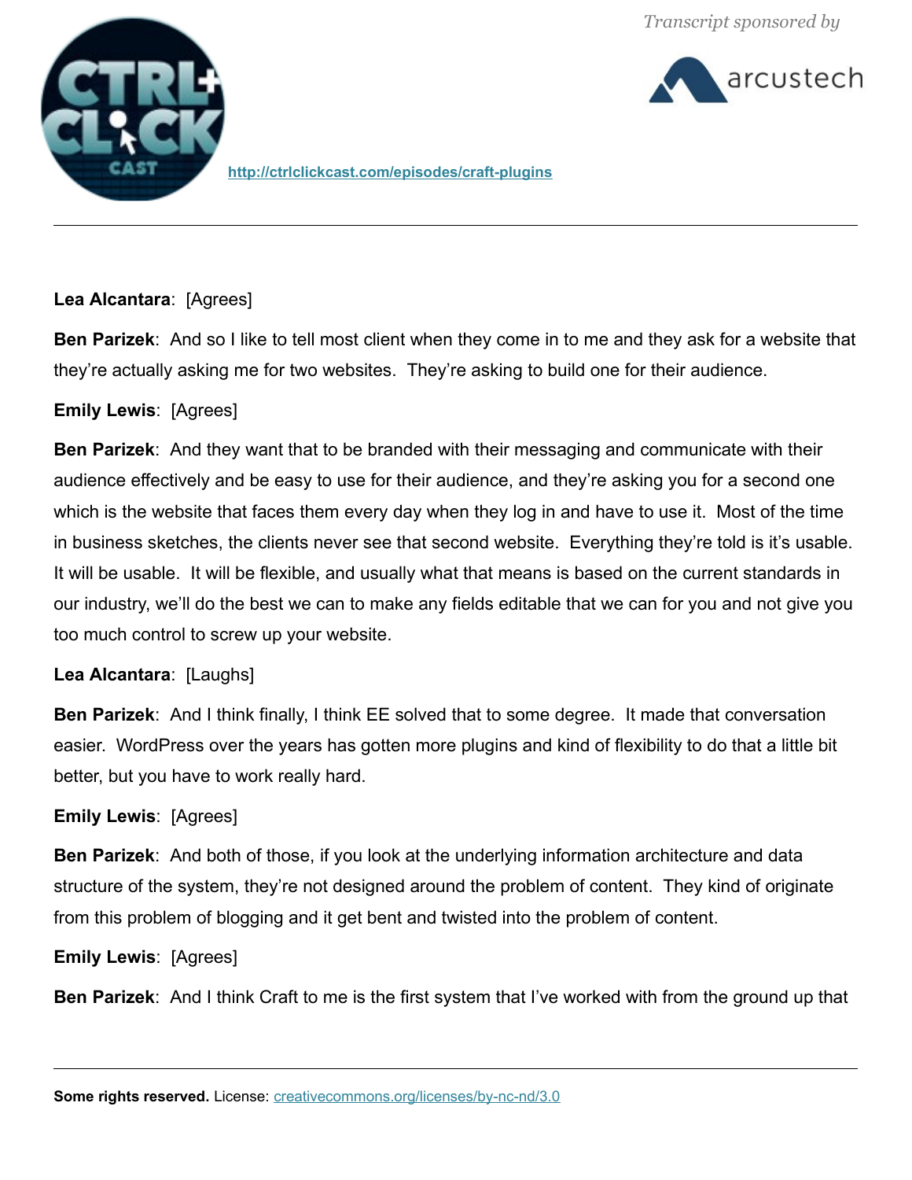**Lea Alcantara**: [Agrees]

**Ben Parizek**: And so I like to tell most client when they come in to me and they ask for a website that they're actually asking me for two websites. They're asking to build one for their audience.

**Emily Lewis**: [Agrees]

**Ben Parizek**: And they want that to be branded with their messaging and communicate with their audience effectively and be easy to use for their audience, and they're asking you for a second one which is the website that faces them every day when they log in and have to use it. Most of the time in business sketches, the clients never see that second website. Everything they're told is it's usable. It will be usable. It will be flexible, and usually what that means is based on the current standards in our industry, we'll do the best we can to make any fields editable that we can for you and not give you too much control to screw up your website.

**Lea Alcantara**: [Laughs]

**Ben Parizek**: And I think finally, I think EE solved that to some degree. It made that conversation easier. WordPress over the years has gotten more plugins and kind of flexibility to do that a little bit better, but you have to work really hard.

**Emily Lewis**: [Agrees]

**Ben Parizek**: And both of those, if you look at the underlying information architecture and data structure of the system, they're not designed around the problem of content. They kind of originate from this problem of blogging and it get bent and twisted into the problem of content.

**Emily Lewis**: [Agrees]

**Ben Parizek**: And I think Craft to me is the first system that I've worked with from the ground up that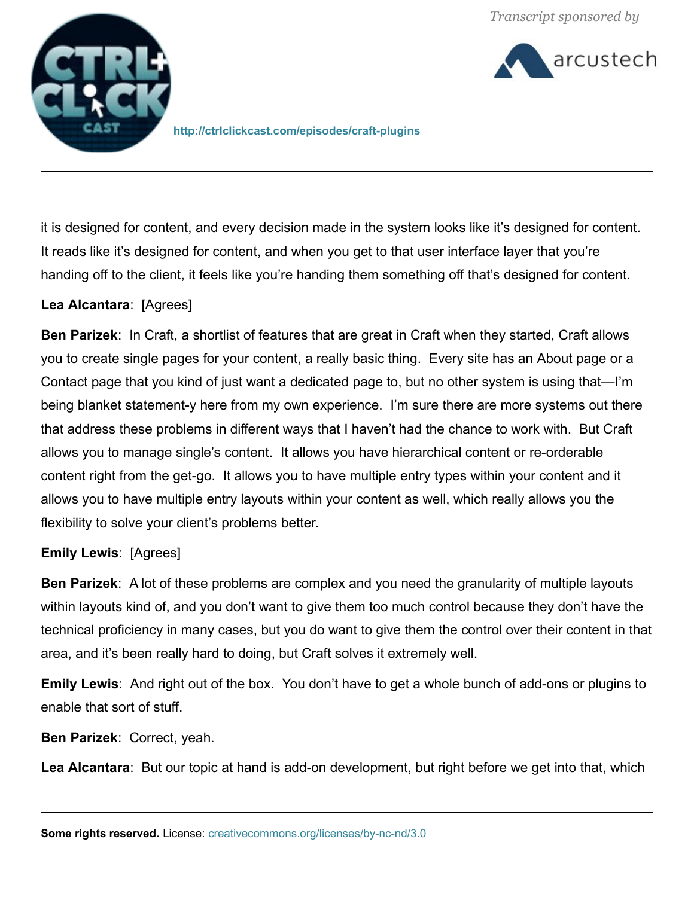it is designed for content, and every decision made in the system looks like it's designed for content. It reads like it's designed for content, and when you get to that user interface layer that you're handing off to the client, it feels like you're handing them something off that's designed for content.

**Lea Alcantara**: [Agrees]

**Ben Parizek**: In Craft, a shortlist of features that are great in Craft when they started, Craft allows you to create single pages for your content, a really basic thing. Every site has an About page or a Contact page that you kind of just want a dedicated page to, but no other system is using that—I'm being blanket statement-y here from my own experience. I'm sure there are more systems out there that address these problems in different ways that I haven't had the chance to work with. But Craft allows you to manage single's content. It allows you have hierarchical content or re-orderable content right from the get-go. It allows you to have multiple entry types within your content and it allows you to have multiple entry layouts within your content as well, which really allows you the flexibility to solve your client's problems better.

**Emily Lewis**: [Agrees]

**Ben Parizek**: A lot of these problems are complex and you need the granularity of multiple layouts within layouts kind of, and you don't want to give them too much control because they don't have the technical proficiency in many cases, but you do want to give them the control over their content in that area, and it's been really hard to doing, but Craft solves it extremely well.

**Emily Lewis**: And right out of the box. You don't have to get a whole bunch of add-ons or plugins to enable that sort of stuff.

**Ben Parizek**: Correct, yeah.

**Lea Alcantara**: But our topic at hand is add-on development, but right before we get into that, which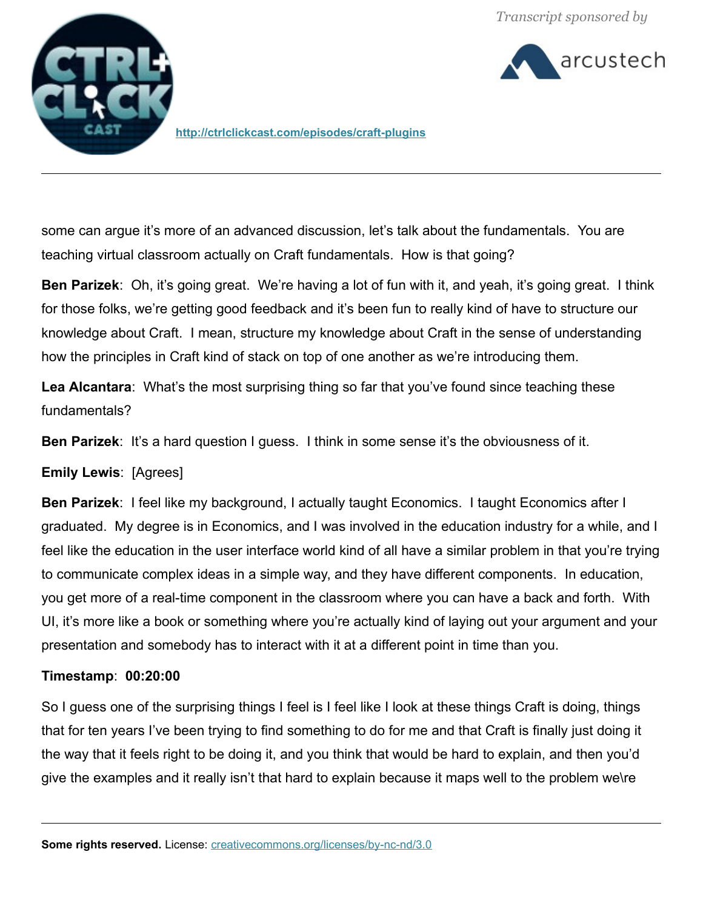some can argue it's more of an advanced discussion, let's talk about the fundamentals. You are teaching virtual classroom actually on Craft fundamentals. How is that going?

**Ben Parizek**: Oh, it's going great. We're having a lot of fun with it, and yeah, it's going great. I think for those folks, we're getting good feedback and it's been fun to really kind of have to structure our knowledge about Craft. I mean, structure my knowledge about Craft in the sense of understanding how the principles in Craft kind of stack on top of one another as we're introducing them.

**Lea Alcantara**: What's the most surprising thing so far that you've found since teaching these fundamentals?

**Ben Parizek**: It's a hard question I guess. I think in some sense it's the obviousness of it.

**Emily Lewis**: [Agrees]

**Ben Parizek**: I feel like my background, I actually taught Economics. I taught Economics after I graduated. My degree is in Economics, and I was involved in the education industry for a while, and I feel like the education in the user interface world kind of all have a similar problem in that you're trying to communicate complex ideas in a simple way, and they have different components. In education, you get more of a real-time component in the classroom where you can have a back and forth. With UI, it's more like a book or something where you're actually kind of laying out your argument and your presentation and somebody has to interact with it at a different point in time than you.

**Timestamp**: **00:20:00**

So I guess one of the surprising things I feel is I feel like I look at these things Craft is doing, things that for ten years I've been trying to find something to do for me and that Craft is finally just doing it the way that it feels right to be doing it, and you think that would be hard to explain, and then you'd give the examples and it really isn't that hard to explain because it maps well to the problem we\re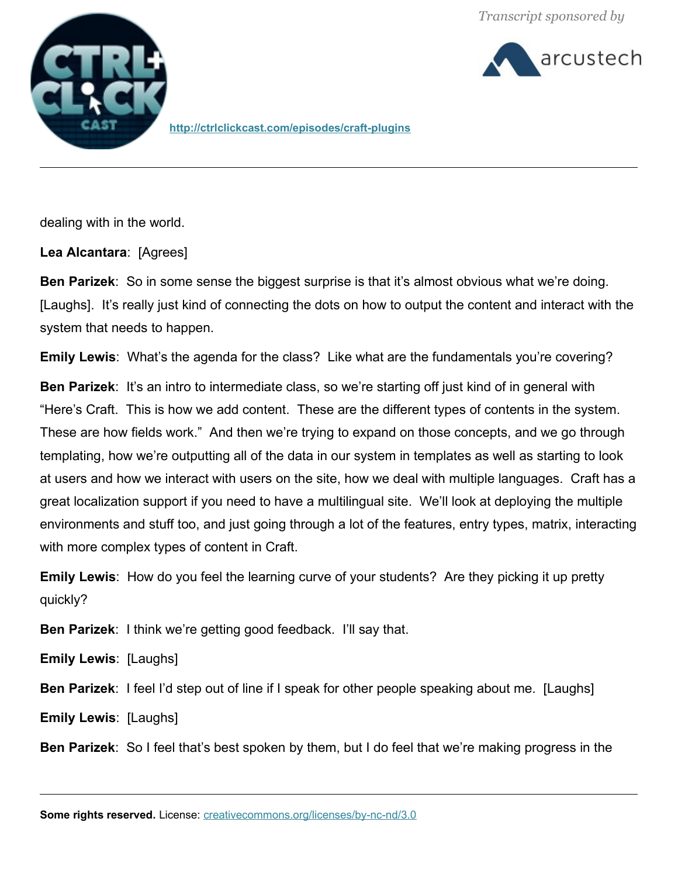dealing with in the world.

**Lea Alcantara**: [Agrees]

**Ben Parizek**: So in some sense the biggest surprise is that it's almost obvious what we're doing. [Laughs]. It's really just kind of connecting the dots on how to output the content and interact with the system that needs to happen.

**Emily Lewis**: What's the agenda for the class? Like what are the fundamentals you're covering?

**Ben Parizek**: It's an intro to intermediate class, so we're starting off just kind of in general with "Here's Craft. This is how we add content. These are the different types of contents in the system. These are how fields work." And then we're trying to expand on those concepts, and we go through templating, how we're outputting all of the data in our system in templates as well as starting to look at users and how we interact with users on the site, how we deal with multiple languages. Craft has a great localization support if you need to have a multilingual site. We'll look at deploying the multiple environments and stuff too, and just going through a lot of the features, entry types, matrix, interacting with more complex types of content in Craft.

**Emily Lewis**: How do you feel the learning curve of your students? Are they picking it up pretty quickly?

**Ben Parizek**: I think we're getting good feedback. I'll say that.

**Emily Lewis**: [Laughs]

**Ben Parizek**: I feel I'd step out of line if I speak for other people speaking about me. [Laughs]

**Emily Lewis**: [Laughs]

**Ben Parizek**: So I feel that's best spoken by them, but I do feel that we're making progress in the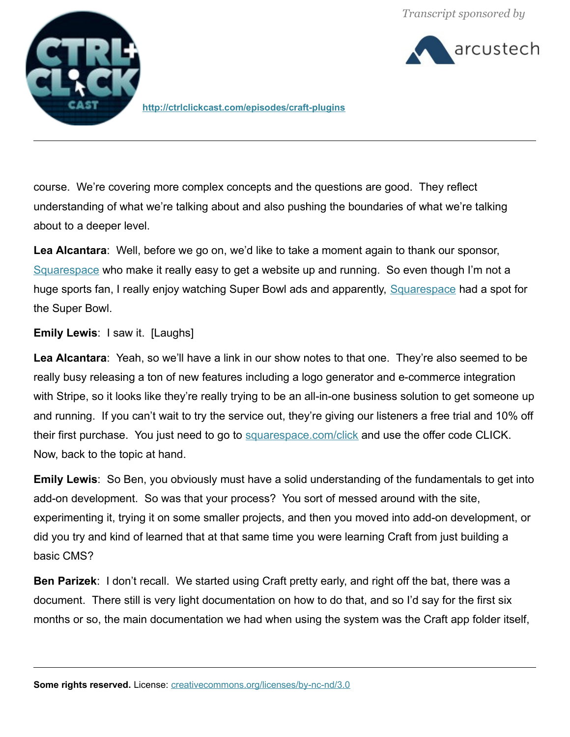course. We're covering more complex concepts and the questions are good. They reflect understanding of what we're talking about and also pushing the boundaries of what we're talking about to a deeper level.

**Lea Alcantara**: Well, before we go on, we'd like to take a moment again to thank our sponsor, Squarespace who make it really easy to get a website up and running. So even though I'm not a huge sports fan, I really enjoy watching Super Bowl ads and apparently, Squarespace had a spot for the Super Bowl.

**Emily Lewis**: I saw it. [Laughs]

**Lea Alcantara**: Yeah, so we'll have a link in our show notes to that one. They're also seemed to be really busy releasing a ton of new features including a logo generator and e-commerce integration with Stripe, so it looks like they're really trying to be an all-in-one business solution to get someone up and running. If you can't wait to try the service out, they're giving our listeners a free trial and 10% off their first purchase. You just need to go to squarespace.com/click and use the offer code CLICK. Now, back to the topic at hand.

**Emily Lewis**: So Ben, you obviously must have a solid understanding of the fundamentals to get into add-on development. So was that your process? You sort of messed around with the site, experimenting it, trying it on some smaller projects, and then you moved into add-on development, or did you try and kind of learned that at that same time you were learning Craft from just building a basic CMS?

**Ben Parizek**: I don't recall. We started using Craft pretty early, and right off the bat, there was a document. There still is very light documentation on how to do that, and so I'd say for the first six months or so, the main documentation we had when using the system was the Craft app folder itself,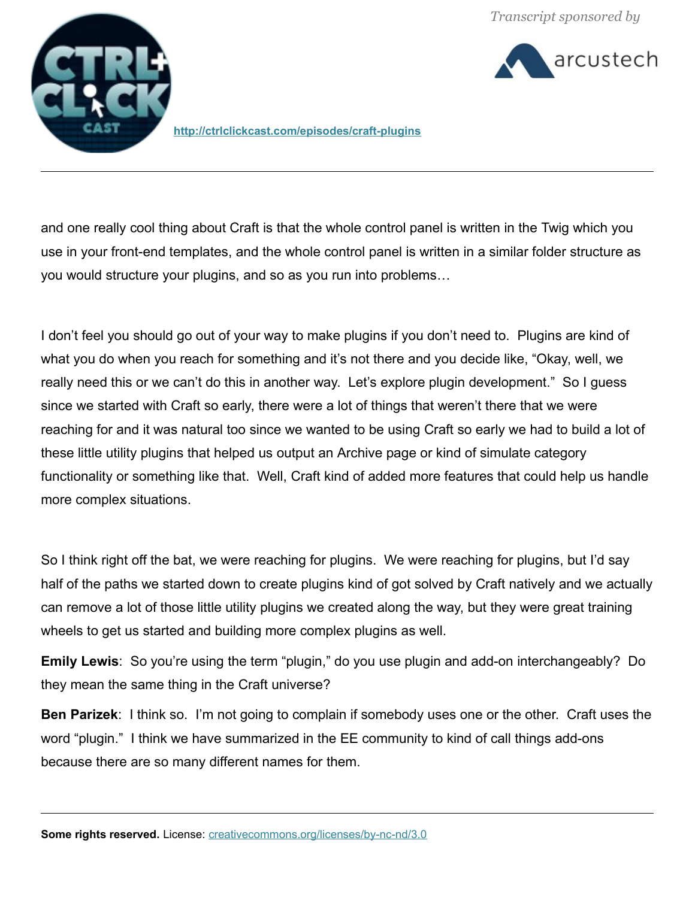and one really cool thing about Craft is that the whole control panel is written in the Twig which you use in your front-end templates, and the whole control panel is written in a similar folder structure as you would structure your plugins, and so as you run into problems…

I don't feel you should go out of your way to make plugins if you don't need to. Plugins are kind of what you do when you reach for something and it's not there and you decide like, "Okay, well, we really need this or we can't do this in another way. Let's explore plugin development." So I guess since we started with Craft so early, there were a lot of things that weren't there that we were reaching for and it was natural too since we wanted to be using Craft so early we had to build a lot of these little utility plugins that helped us output an Archive page or kind of simulate category functionality or something like that. Well, Craft kind of added more features that could help us handle more complex situations.

So I think right off the bat, we were reaching for plugins. We were reaching for plugins, but I'd say half of the paths we started down to create plugins kind of got solved by Craft natively and we actually can remove a lot of those little utility plugins we created along the way, but they were great training wheels to get us started and building more complex plugins as well.

**Emily Lewis**: So you're using the term "plugin," do you use plugin and add-on interchangeably? Do they mean the same thing in the Craft universe?

**Ben Parizek**: I think so. I'm not going to complain if somebody uses one or the other. Craft uses the word "plugin." I think we have summarized in the EE community to kind of call things add-ons because there are so many different names for them.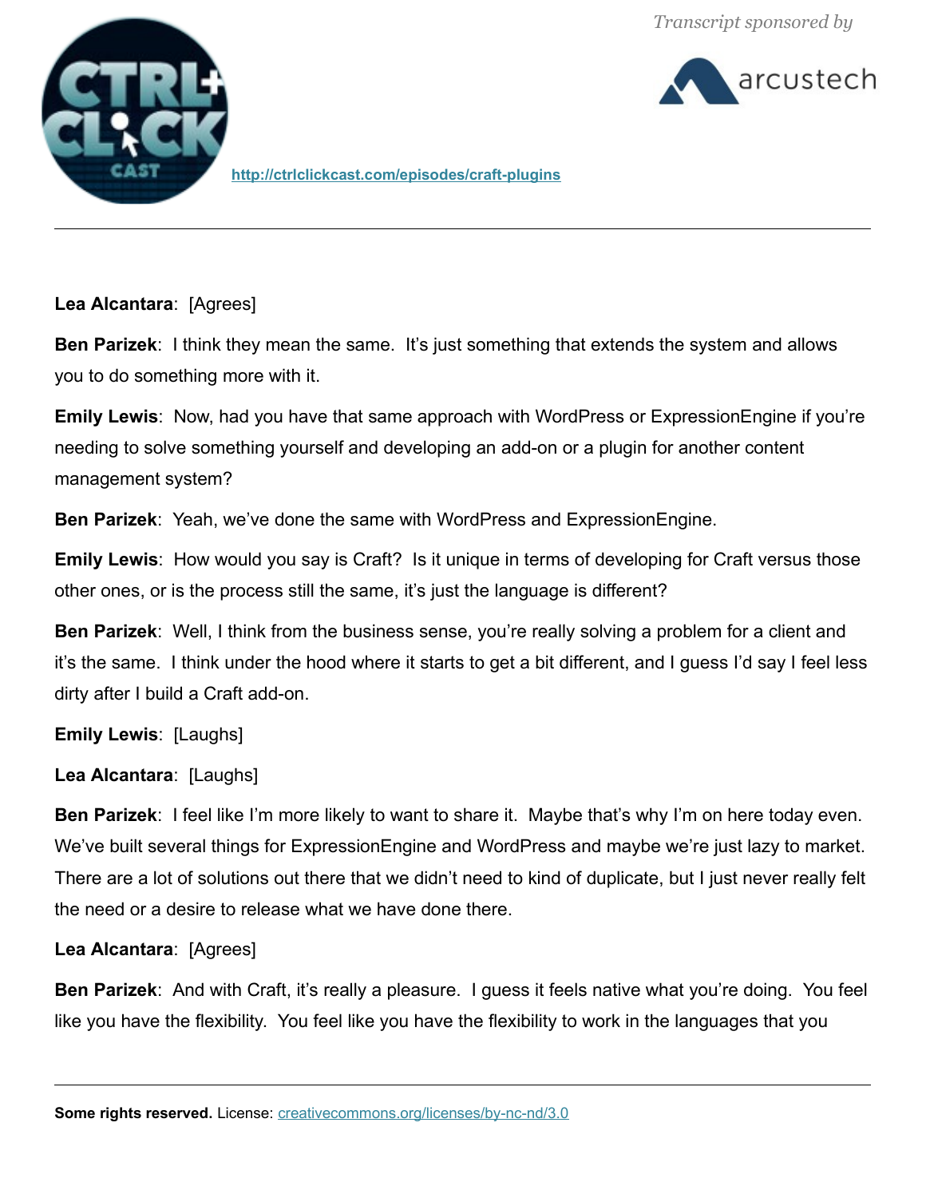**Lea Alcantara**: [Agrees]

**Ben Parizek**: I think they mean the same. It's just something that extends the system and allows you to do something more with it.

**Emily Lewis**: Now, had you have that same approach with WordPress or ExpressionEngine if you're needing to solve something yourself and developing an add-on or a plugin for another content management system?

**Ben Parizek**: Yeah, we've done the same with WordPress and ExpressionEngine.

**Emily Lewis**: How would you say is Craft? Is it unique in terms of developing for Craft versus those other ones, or is the process still the same, it's just the language is different?

**Ben Parizek**: Well, I think from the business sense, you're really solving a problem for a client and it's the same. I think under the hood where it starts to get a bit different, and I guess I'd say I feel less dirty after I build a Craft add-on.

**Emily Lewis**: [Laughs]

**Lea Alcantara**: [Laughs]

**Ben Parizek**: I feel like I'm more likely to want to share it. Maybe that's why I'm on here today even. We've built several things for ExpressionEngine and WordPress and maybe we're just lazy to market. There are a lot of solutions out there that we didn't need to kind of duplicate, but I just never really felt the need or a desire to release what we have done there.

**Lea Alcantara**: [Agrees]

**Ben Parizek**: And with Craft, it's really a pleasure. I guess it feels native what you're doing. You feel like you have the flexibility. You feel like you have the flexibility to work in the languages that you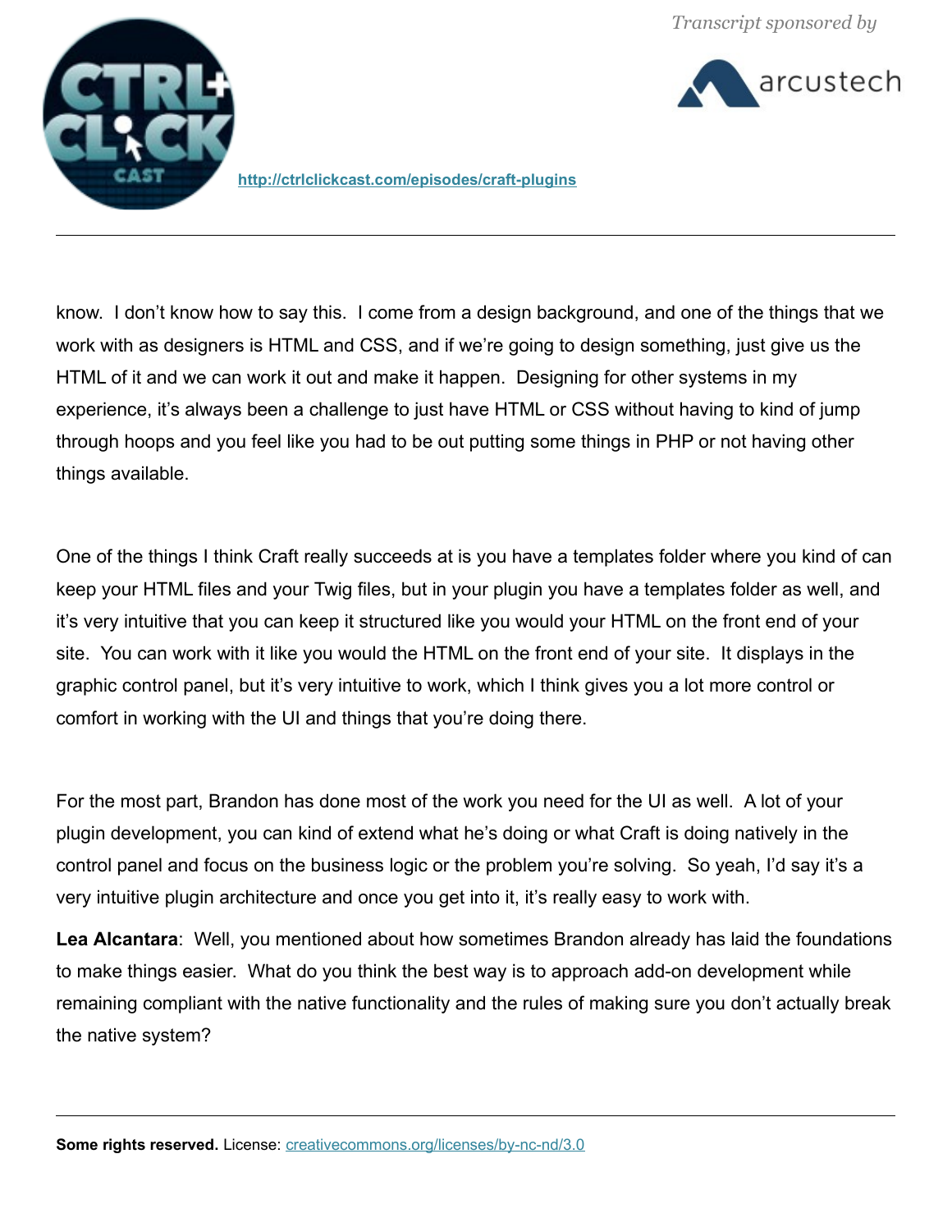know. I don't know how to say this. I come from a design background, and one of the things that we work with as designers is HTML and CSS, and if we're going to design something, just give us the HTML of it and we can work it out and make it happen. Designing for other systems in my experience, it's always been a challenge to just have HTML or CSS without having to kind of jump through hoops and you feel like you had to be out putting some things in PHP or not having other things available.

One of the things I think Craft really succeeds at is you have a templates folder where you kind of can keep your HTML files and your Twig files, but in your plugin you have a templates folder as well, and it's very intuitive that you can keep it structured like you would your HTML on the front end of your site. You can work with it like you would the HTML on the front end of your site. It displays in the graphic control panel, but it's very intuitive to work, which I think gives you a lot more control or comfort in working with the UI and things that you're doing there.

For the most part, Brandon has done most of the work you need for the UI as well. A lot of your plugin development, you can kind of extend what he's doing or what Craft is doing natively in the control panel and focus on the business logic or the problem you're solving. So yeah, I'd say it's a very intuitive plugin architecture and once you get into it, it's really easy to work with.

**Lea Alcantara**: Well, you mentioned about how sometimes Brandon already has laid the foundations to make things easier. What do you think the best way is to approach add-on development while remaining compliant with the native functionality and the rules of making sure you don't actually break the native system?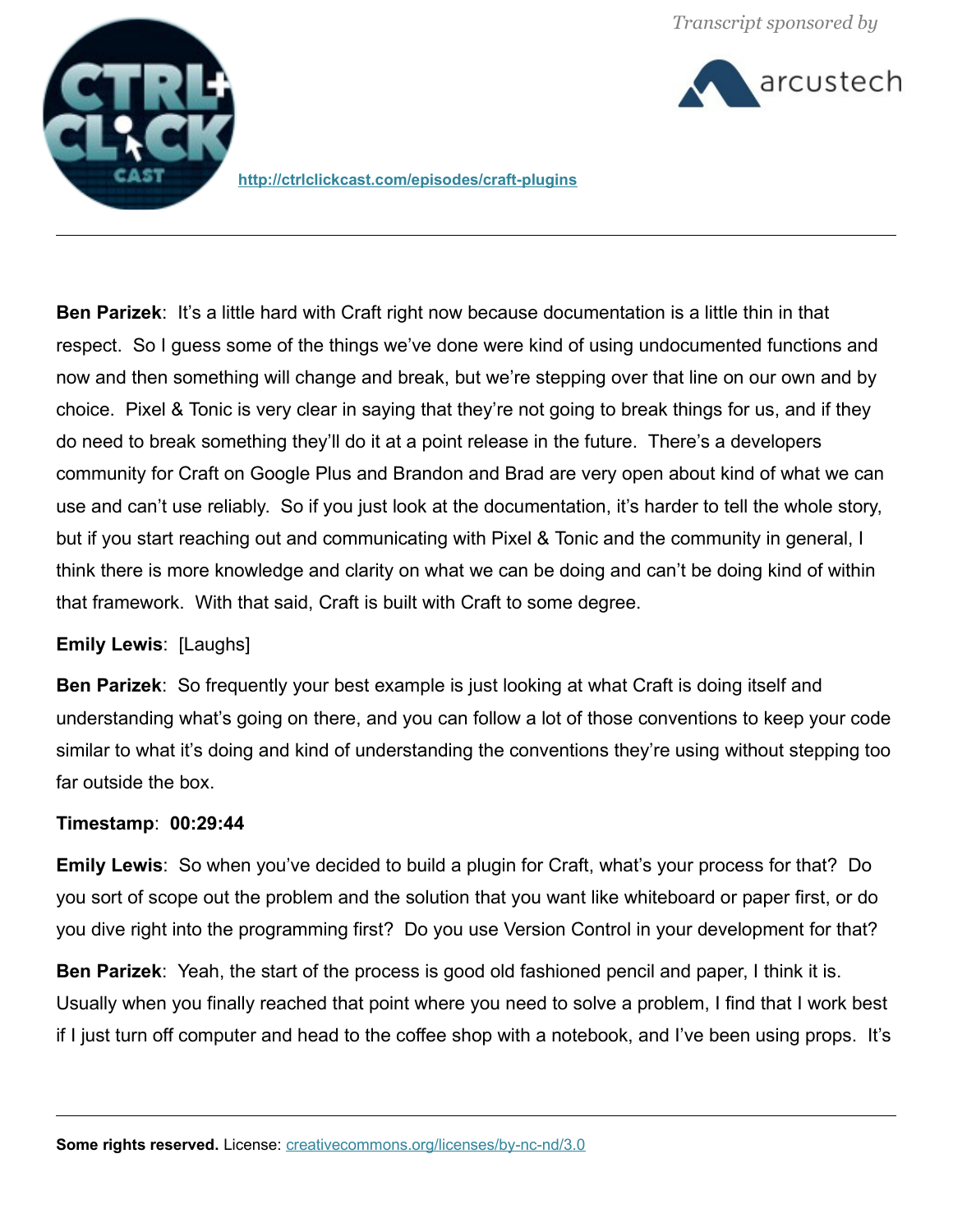**Ben Parizek**: It's a little hard with Craft right now because documentation is a little thin in that respect. So I guess some of the things we've done were kind of using undocumented functions and now and then something will change and break, but we're stepping over that line on our own and by choice. Pixel & Tonic is very clear in saying that they're not going to break things for us, and if they do need to break something they'll do it at a point release in the future. There's a developers community for Craft on Google Plus and Brandon and Brad are very open about kind of what we can use and can't use reliably. So if you just look at the documentation, it's harder to tell the whole story, but if you start reaching out and communicating with Pixel & Tonic and the community in general, I think there is more knowledge and clarity on what we can be doing and can't be doing kind of within that framework. With that said, Craft is built with Craft to some degree.

**Emily Lewis**: [Laughs]

**Ben Parizek**: So frequently your best example is just looking at what Craft is doing itself and understanding what's going on there, and you can follow a lot of those conventions to keep your code similar to what it's doing and kind of understanding the conventions they're using without stepping too far outside the box.

**Timestamp**: **00:29:44**

**Emily Lewis**: So when you've decided to build a plugin for Craft, what's your process for that? Do you sort of scope out the problem and the solution that you want like whiteboard or paper first, or do you dive right into the programming first? Do you use Version Control in your development for that?

**Ben Parizek**: Yeah, the start of the process is good old fashioned pencil and paper, I think it is. Usually when you finally reached that point where you need to solve a problem, I find that I work best if I just turn off computer and head to the coffee shop with a notebook, and I've been using props. It's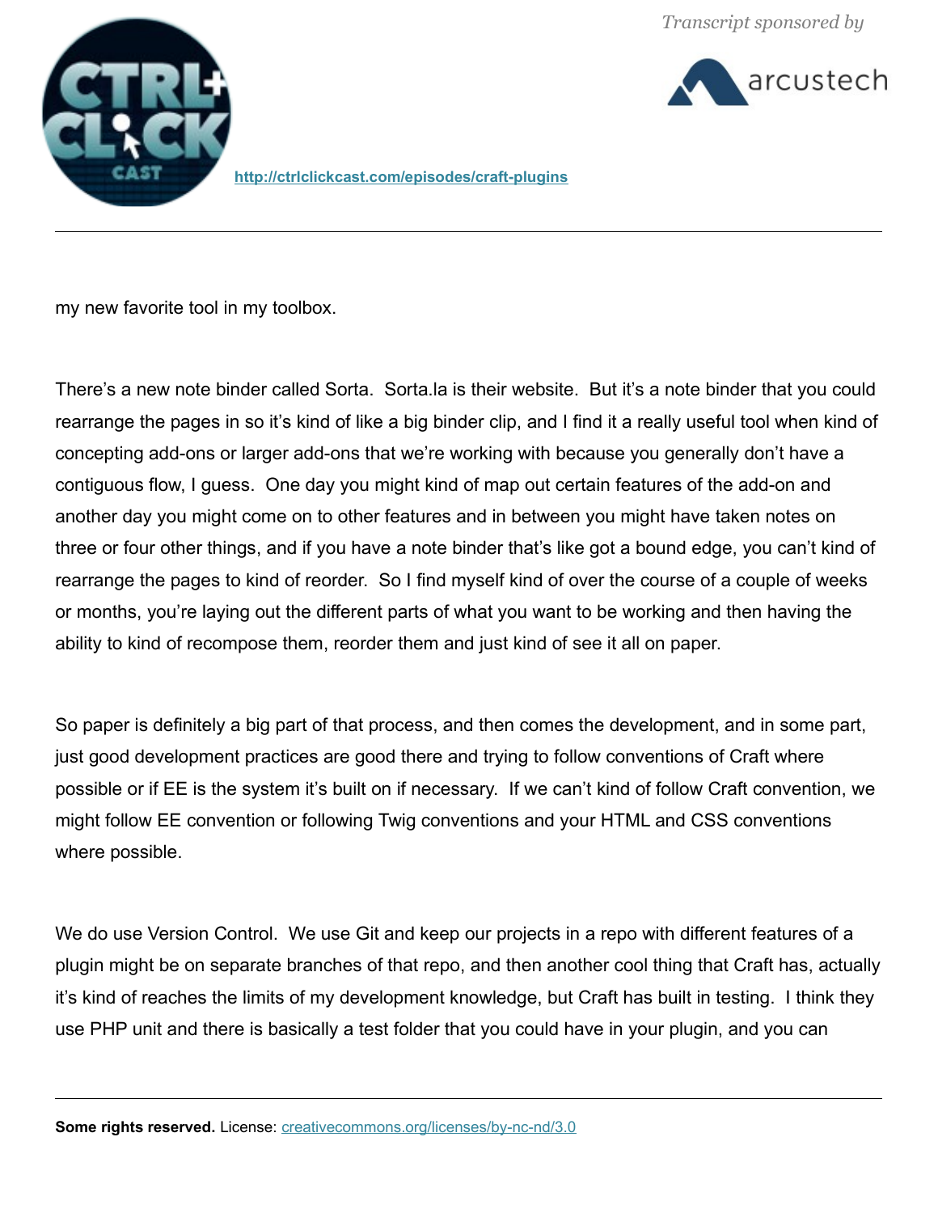my new favorite tool in my toolbox.

There's a new note binder called Sorta. Sorta.la is their website. But it's a note binder that you could rearrange the pages in so it's kind of like a big binder clip, and I find it a really useful tool when kind of concepting add-ons or larger add-ons that we're working with because you generally don't have a contiguous flow, I guess. One day you might kind of map out certain features of the add-on and another day you might come on to other features and in between you might have taken notes on three or four other things, and if you have a note binder that's like got a bound edge, you can't kind of rearrange the pages to kind of reorder. So I find myself kind of over the course of a couple of weeks or months, you're laying out the different parts of what you want to be working and then having the ability to kind of recompose them, reorder them and just kind of see it all on paper.

So paper is definitely a big part of that process, and then comes the development, and in some part, just good development practices are good there and trying to follow conventions of Craft where possible or if EE is the system it's built on if necessary. If we can't kind of follow Craft convention, we might follow EE convention or following Twig conventions and your HTML and CSS conventions where possible.

We do use Version Control. We use Git and keep our projects in a repo with different features of a plugin might be on separate branches of that repo, and then another cool thing that Craft has, actually it's kind of reaches the limits of my development knowledge, but Craft has built in testing. I think they use PHP unit and there is basically a test folder that you could have in your plugin, and you can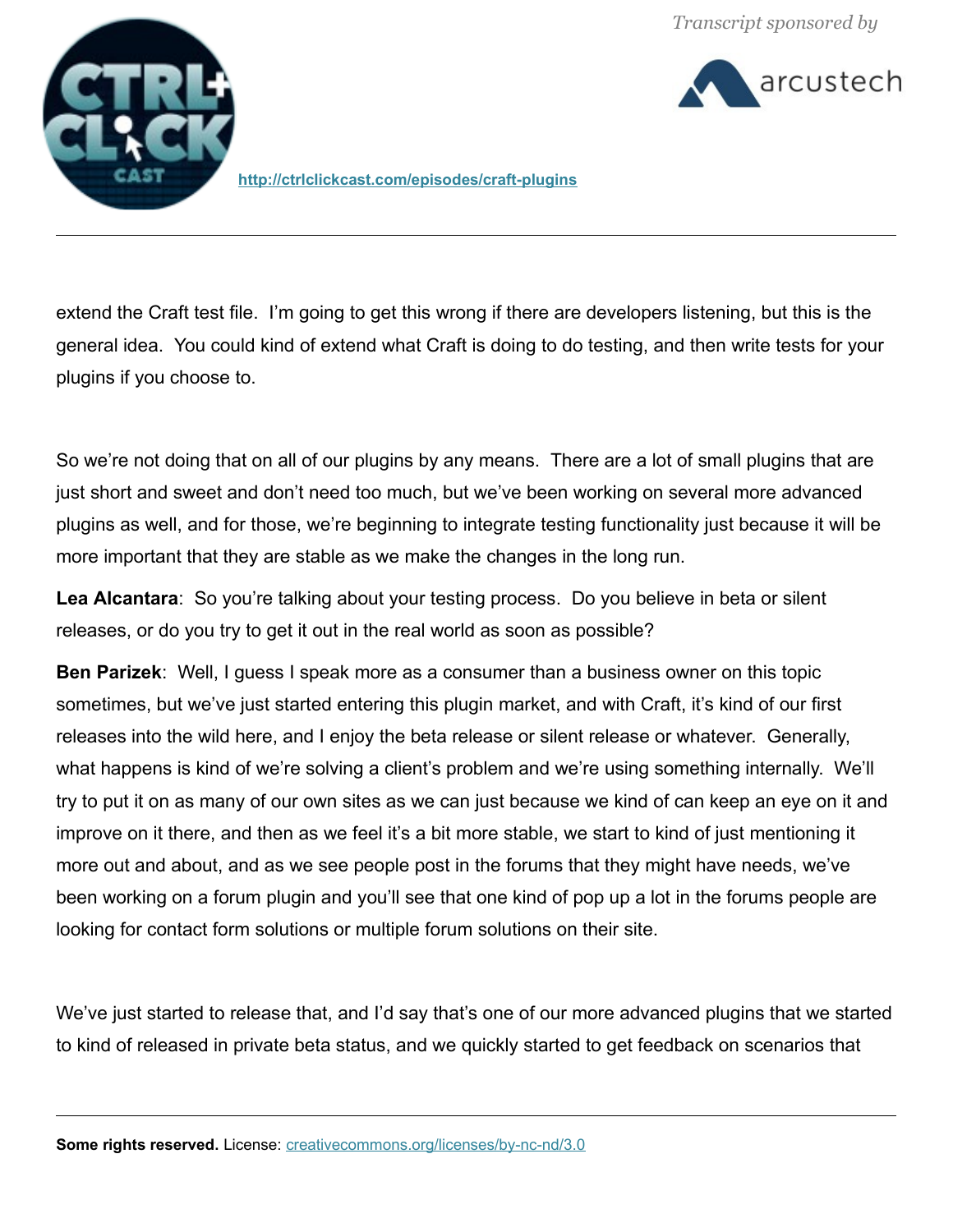extend the Craft test file. I'm going to get this wrong if there are developers listening, but this is the general idea. You could kind of extend what Craft is doing to do testing, and then write tests for your plugins if you choose to.

So we're not doing that on all of our plugins by any means. There are a lot of small plugins that are just short and sweet and don't need too much, but we've been working on several more advanced plugins as well, and for those, we're beginning to integrate testing functionality just because it will be more important that they are stable as we make the changes in the long run.

**Lea Alcantara**: So you're talking about your testing process. Do you believe in beta or silent releases, or do you try to get it out in the real world as soon as possible?

**Ben Parizek**: Well, I guess I speak more as a consumer than a business owner on this topic sometimes, but we've just started entering this plugin market, and with Craft, it's kind of our first releases into the wild here, and I enjoy the beta release or silent release or whatever. Generally, what happens is kind of we're solving a client's problem and we're using something internally. We'll try to put it on as many of our own sites as we can just because we kind of can keep an eye on it and improve on it there, and then as we feel it's a bit more stable, we start to kind of just mentioning it more out and about, and as we see people post in the forums that they might have needs, we've been working on a forum plugin and you'll see that one kind of pop up a lot in the forums people are looking for contact form solutions or multiple forum solutions on their site.

We've just started to release that, and I'd say that's one of our more advanced plugins that we started to kind of released in private beta status, and we quickly started to get feedback on scenarios that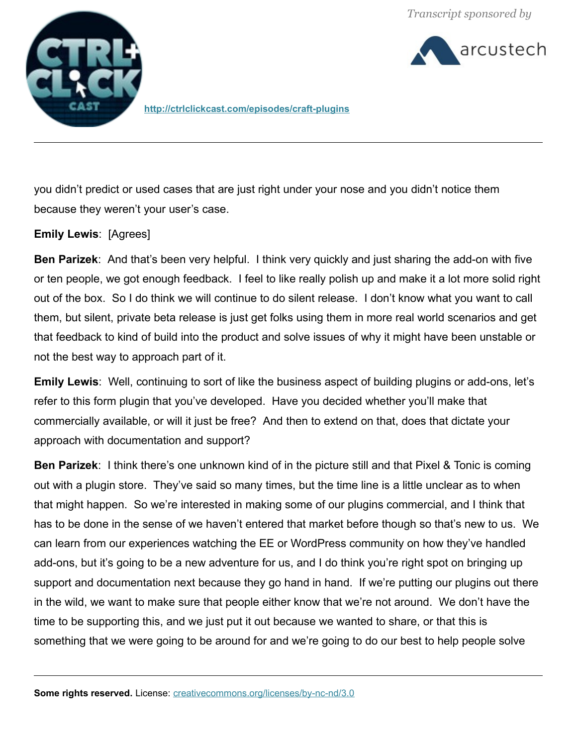you didn't predict or used cases that are just right under your nose and you didn't notice them because they weren't your user's case.

**Emily Lewis**: [Agrees]

**Ben Parizek**: And that's been very helpful. I think very quickly and just sharing the add-on with five or ten people, we got enough feedback. I feel to like really polish up and make it a lot more solid right out of the box. So I do think we will continue to do silent release. I don't know what you want to call them, but silent, private beta release is just get folks using them in more real world scenarios and get that feedback to kind of build into the product and solve issues of why it might have been unstable or not the best way to approach part of it.

**Emily Lewis**: Well, continuing to sort of like the business aspect of building plugins or add-ons, let's refer to this form plugin that you've developed. Have you decided whether you'll make that commercially available, or will it just be free? And then to extend on that, does that dictate your approach with documentation and support?

**Ben Parizek**: I think there's one unknown kind of in the picture still and that Pixel & Tonic is coming out with a plugin store. They've said so many times, but the time line is a little unclear as to when that might happen. So we're interested in making some of our plugins commercial, and I think that has to be done in the sense of we haven't entered that market before though so that's new to us. We can learn from our experiences watching the EE or WordPress community on how they've handled add-ons, but it's going to be a new adventure for us, and I do think you're right spot on bringing up support and documentation next because they go hand in hand. If we're putting our plugins out there in the wild, we want to make sure that people either know that we're not around. We don't have the time to be supporting this, and we just put it out because we wanted to share, or that this is something that we were going to be around for and we're going to do our best to help people solve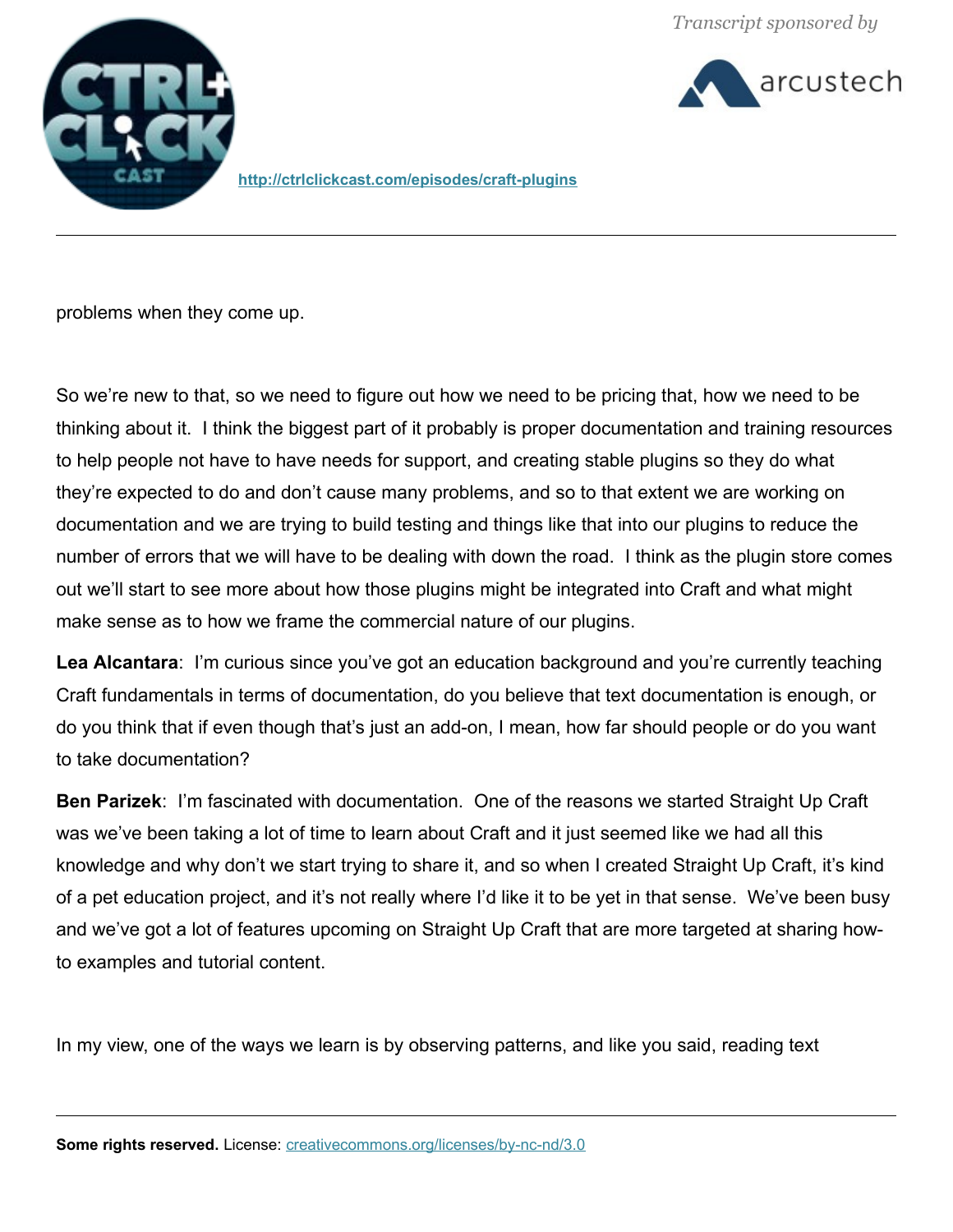problems when they come up.

So we're new to that, so we need to figure out how we need to be pricing that, how we need to be thinking about it. I think the biggest part of it probably is proper documentation and training resources to help people not have to have needs for support, and creating stable plugins so they do what they're expected to do and don't cause many problems, and so to that extent we are working on documentation and we are trying to build testing and things like that into our plugins to reduce the number of errors that we will have to be dealing with down the road. I think as the plugin store comes out we'll start to see more about how those plugins might be integrated into Craft and what might make sense as to how we frame the commercial nature of our plugins.

**Lea Alcantara**: I'm curious since you've got an education background and you're currently teaching Craft fundamentals in terms of documentation, do you believe that text documentation is enough, or do you think that if even though that's just an add-on, I mean, how far should people or do you want to take documentation?

**Ben Parizek**: I'm fascinated with documentation. One of the reasons we started Straight Up Craft was we've been taking a lot of time to learn about Craft and it just seemed like we had all this knowledge and why don't we start trying to share it, and so when I created Straight Up Craft, it's kind of a pet education project, and it's not really where I'd like it to be yet in that sense. We've been busy and we've got a lot of features upcoming on Straight Up Craft that are more targeted at sharing how-to examples and tutorial content.

In my view, one of the ways we learn is by observing patterns, and like you said, reading text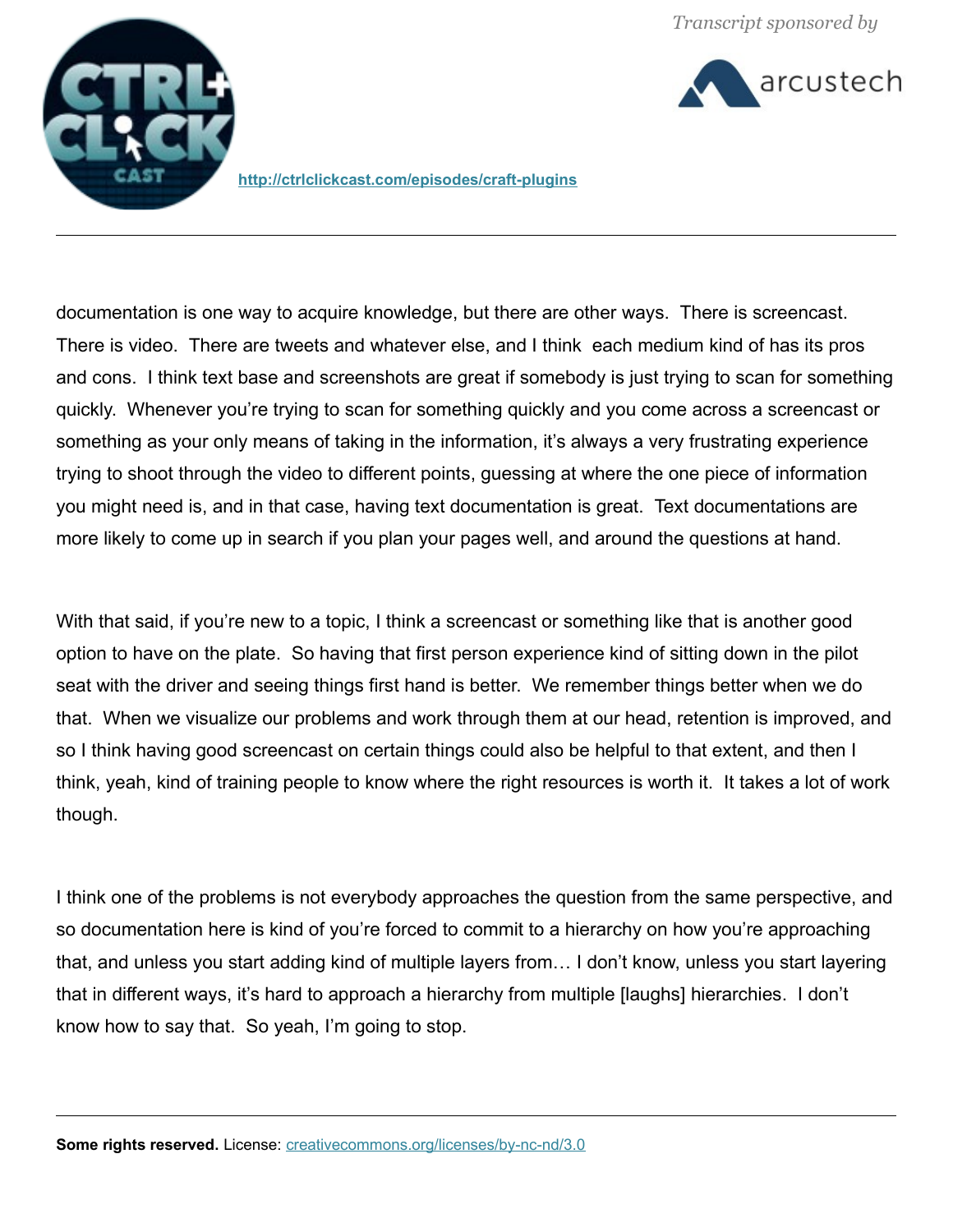documentation is one way to acquire knowledge, but there are other ways. There is screencast. There is video. There are tweets and whatever else, and I think each medium kind of has its pros and cons. I think text base and screenshots are great if somebody is just trying to scan for something quickly. Whenever you're trying to scan for something quickly and you come across a screencast or something as your only means of taking in the information, it's always a very frustrating experience trying to shoot through the video to different points, guessing at where the one piece of information you might need is, and in that case, having text documentation is great. Text documentations are more likely to come up in search if you plan your pages well, and around the questions at hand.

With that said, if you're new to a topic, I think a screencast or something like that is another good option to have on the plate. So having that first person experience kind of sitting down in the pilot seat with the driver and seeing things first hand is better. We remember things better when we do that. When we visualize our problems and work through them at our head, retention is improved, and so I think having good screencast on certain things could also be helpful to that extent, and then I think, yeah, kind of training people to know where the right resources is worth it. It takes a lot of work though.

I think one of the problems is not everybody approaches the question from the same perspective, and so documentation here is kind of you're forced to commit to a hierarchy on how you're approaching that, and unless you start adding kind of multiple layers from… I don't know, unless you start layering that in different ways, it's hard to approach a hierarchy from multiple [laughs] hierarchies. I don't know how to say that. So yeah, I'm going to stop.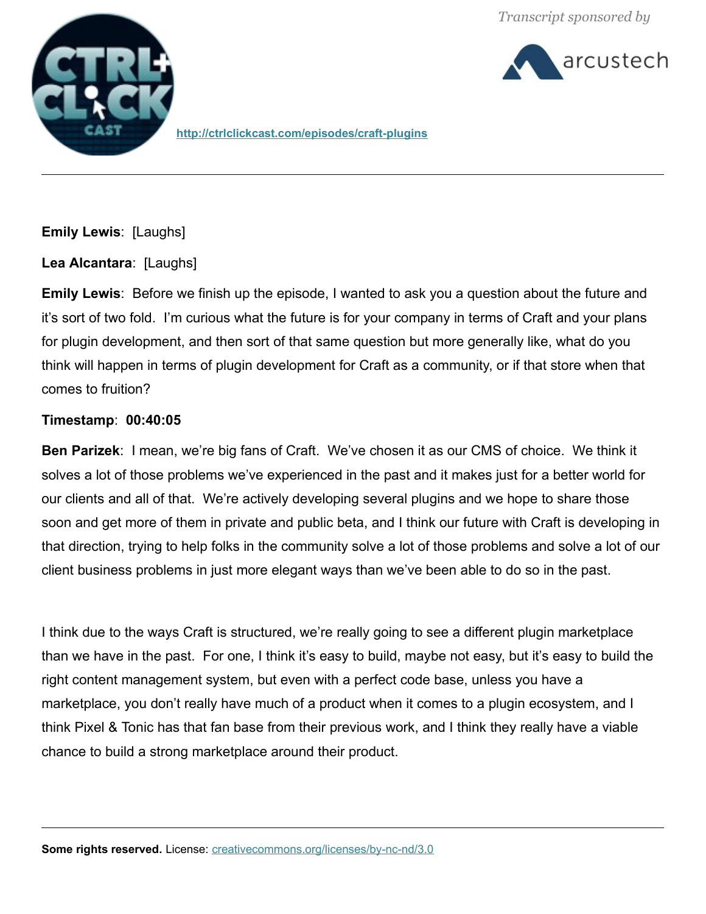**Emily Lewis**: [Laughs]

**Lea Alcantara**: [Laughs]

**Emily Lewis**: Before we finish up the episode, I wanted to ask you a question about the future and it's sort of two fold. I'm curious what the future is for your company in terms of Craft and your plans for plugin development, and then sort of that same question but more generally like, what do you think will happen in terms of plugin development for Craft as a community, or if that store when that comes to fruition?

**Timestamp**: **00:40:05**

**Ben Parizek**: I mean, we're big fans of Craft. We've chosen it as our CMS of choice. We think it solves a lot of those problems we've experienced in the past and it makes just for a better world for our clients and all of that. We're actively developing several plugins and we hope to share those soon and get more of them in private and public beta, and I think our future with Craft is developing in that direction, trying to help folks in the community solve a lot of those problems and solve a lot of our client business problems in just more elegant ways than we've been able to do so in the past.

I think due to the ways Craft is structured, we're really going to see a different plugin marketplace than we have in the past. For one, I think it's easy to build, maybe not easy, but it's easy to build the right content management system, but even with a perfect code base, unless you have a marketplace, you don't really have much of a product when it comes to a plugin ecosystem, and I think Pixel & Tonic has that fan base from their previous work, and I think they really have a viable chance to build a strong marketplace around their product.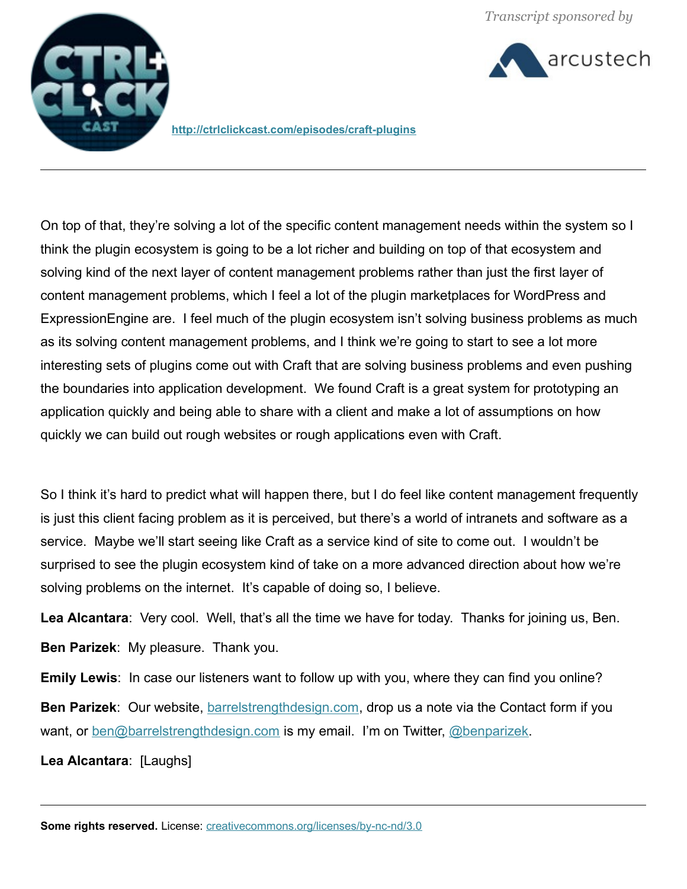On top of that, they're solving a lot of the specific content management needs within the system so I think the plugin ecosystem is going to be a lot richer and building on top of that ecosystem and solving kind of the next layer of content management problems rather than just the first layer of content management problems, which I feel a lot of the plugin marketplaces for WordPress and ExpressionEngine are. I feel much of the plugin ecosystem isn't solving business problems as much as its solving content management problems, and I think we're going to start to see a lot more interesting sets of plugins come out with Craft that are solving business problems and even pushing the boundaries into application development. We found Craft is a great system for prototyping an application quickly and being able to share with a client and make a lot of assumptions on how quickly we can build out rough websites or rough applications even with Craft.

So I think it's hard to predict what will happen there, but I do feel like content management frequently is just this client facing problem as it is perceived, but there's a world of intranets and software as a service. Maybe we'll start seeing like Craft as a service kind of site to come out. I wouldn't be surprised to see the plugin ecosystem kind of take on a more advanced direction about how we're solving problems on the internet. It's capable of doing so, I believe.

**Lea Alcantara**: Very cool. Well, that's all the time we have for today. Thanks for joining us, Ben.

**Ben Parizek**: My pleasure. Thank you.

**Emily Lewis**: In case our listeners want to follow up with you, where they can find you online?

**Ben Parizek**: Our website, barrelstrengthdesign.com, drop us a note via the Contact form if you want, or ben@barrelstrengthdesign.com is my email. I'm on Twitter, @benparizek.

**Lea Alcantara**: [Laughs]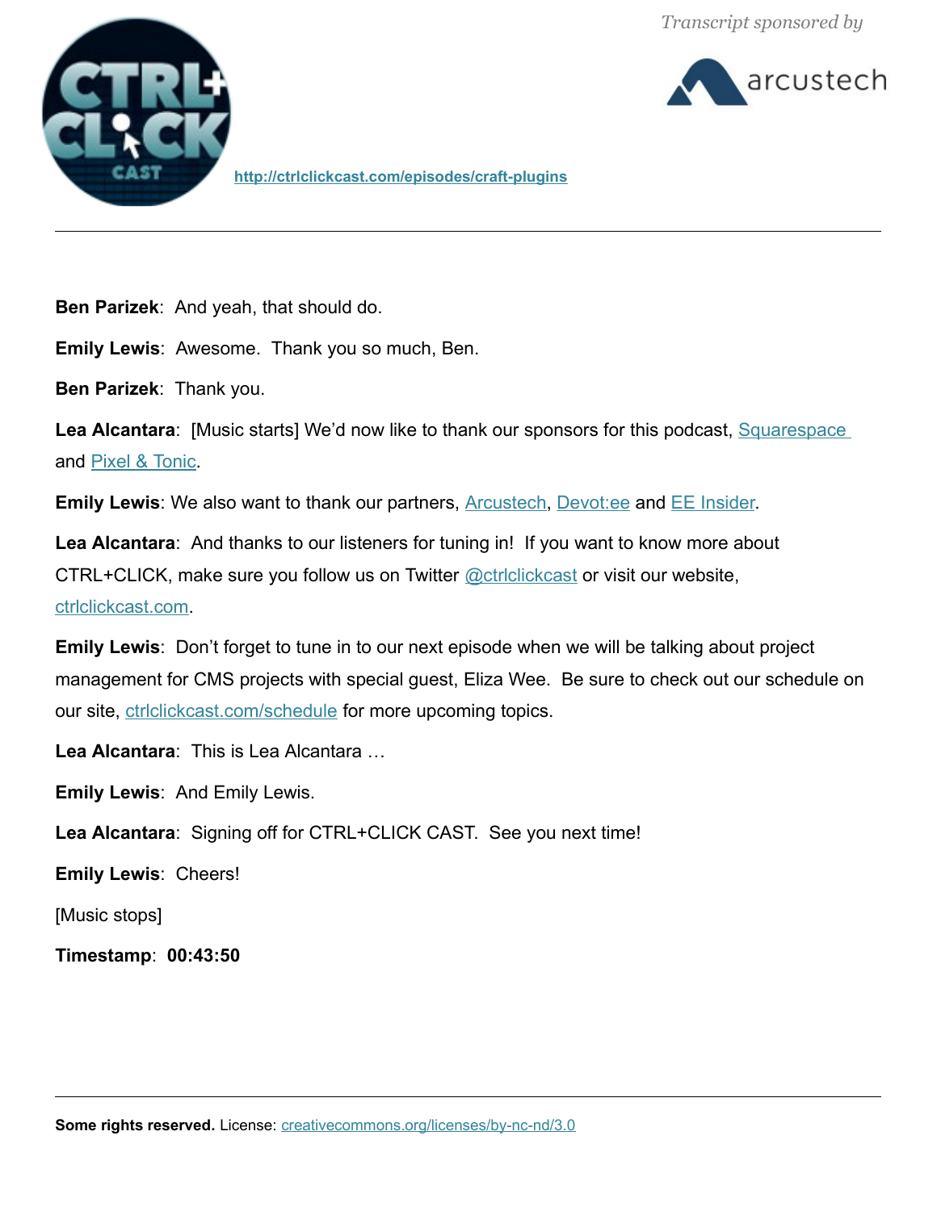**Ben Parizek**: And yeah, that should do.

**Emily Lewis**: Awesome. Thank you so much, Ben.

**Ben Parizek**: Thank you.

**Lea Alcantara**: [Music starts] We'd now like to thank our sponsors for this podcast, Squarespace and Pixel & Tonic.

**Emily Lewis**: We also want to thank our partners, Arcustech, Devot:ee and EE Insider.

**Lea Alcantara**: And thanks to our listeners for tuning in! If you want to know more about CTRL+CLICK, make sure you follow us on Twitter @ctrlclickcast or visit our website, ctrlclickcast.com.

**Emily Lewis**: Don't forget to tune in to our next episode when we will be talking about project management for CMS projects with special guest, Eliza Wee. Be sure to check out our schedule on our site, ctrlclickcast.com/schedule for more upcoming topics.

**Lea Alcantara**: This is Lea Alcantara …

**Emily Lewis**: And Emily Lewis.

**Lea Alcantara**: Signing off for CTRL+CLICK CAST. See you next time!

**Emily Lewis**: Cheers!

[Music stops]

**Timestamp**: **00:43:50**